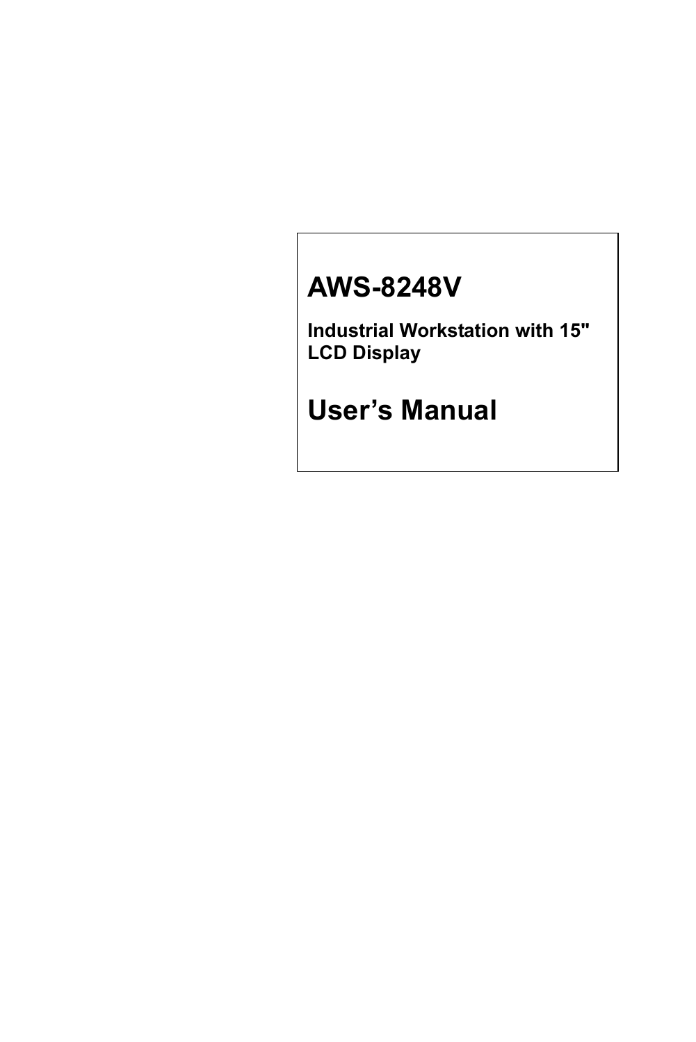# AWS-8248V

**Industrial Workstation with 15" LCD Display**

# User's Manual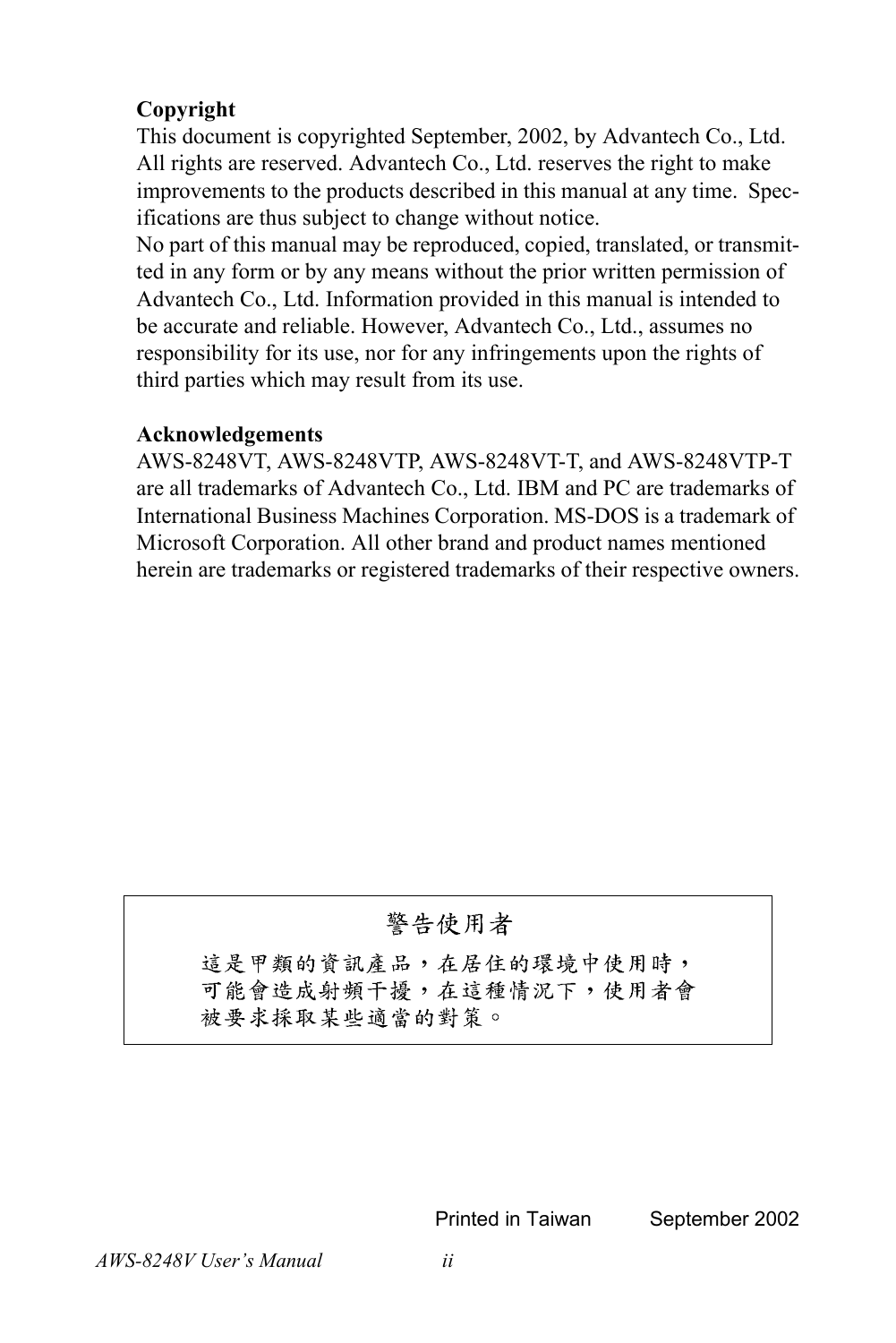**Copyright**

This document is copyrighted September, 2002, by Advantech Co., Ltd. All rights are reserved. Advantech Co., Ltd. reserves the right to make improvements to the products described in this manual at any time. Specifications are thus subject to change without notice.

No part of this manual may be reproduced, copied, translated, or transmitted in any form or by any means without the prior written permission of Advantech Co., Ltd. Information provided in this manual is intended to be accurate and reliable. However, Advantech Co., Ltd., assumes no responsibility for its use, nor for any infringements upon the rights of third parties which may result from its use.

**Acknowledgements**

AWS-8248VT, AWS-8248VTP, AWS-8248VT-T, and AWS-8248VTP-T are all trademarks of Advantech Co., Ltd. IBM and PC are trademarks of International Business Machines Corporation. MS-DOS is a trademark of Microsoft Corporation. All other brand and product names mentioned herein are trademarks or registered trademarks of their respective owners.

警告使用者

這是甲類的資訊產品，在居住的環境中使用時，
可能會造成射頻干擾，在這種情況下，使用者會
被要求採取某些適當的對策。

Printed in Taiwan September 2002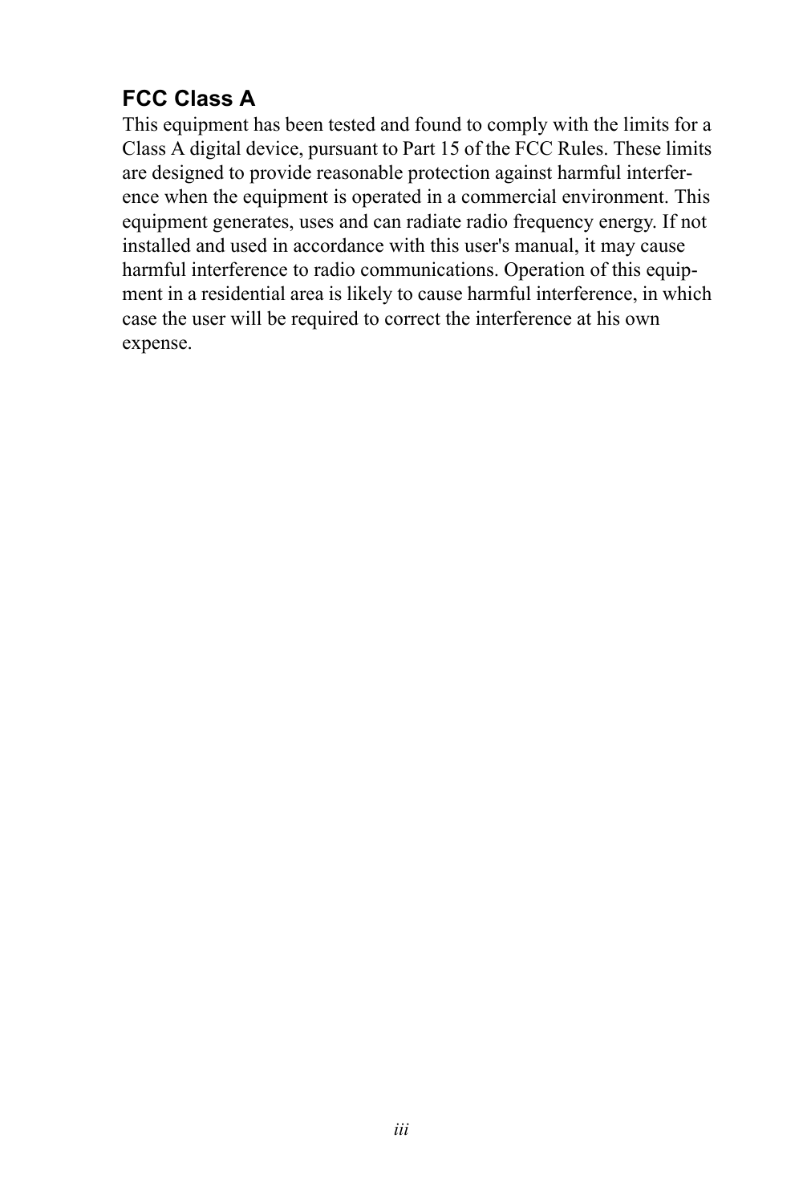## FCC Class A

This equipment has been tested and found to comply with the limits for a Class A digital device, pursuant to Part 15 of the FCC Rules. These limits are designed to provide reasonable protection against harmful interference when the equipment is operated in a commercial environment. This equipment generates, uses and can radiate radio frequency energy. If not installed and used in accordance with this user's manual, it may cause harmful interference to radio communications. Operation of this equipment in a residential area is likely to cause harmful interference, in which case the user will be required to correct the interference at his own expense.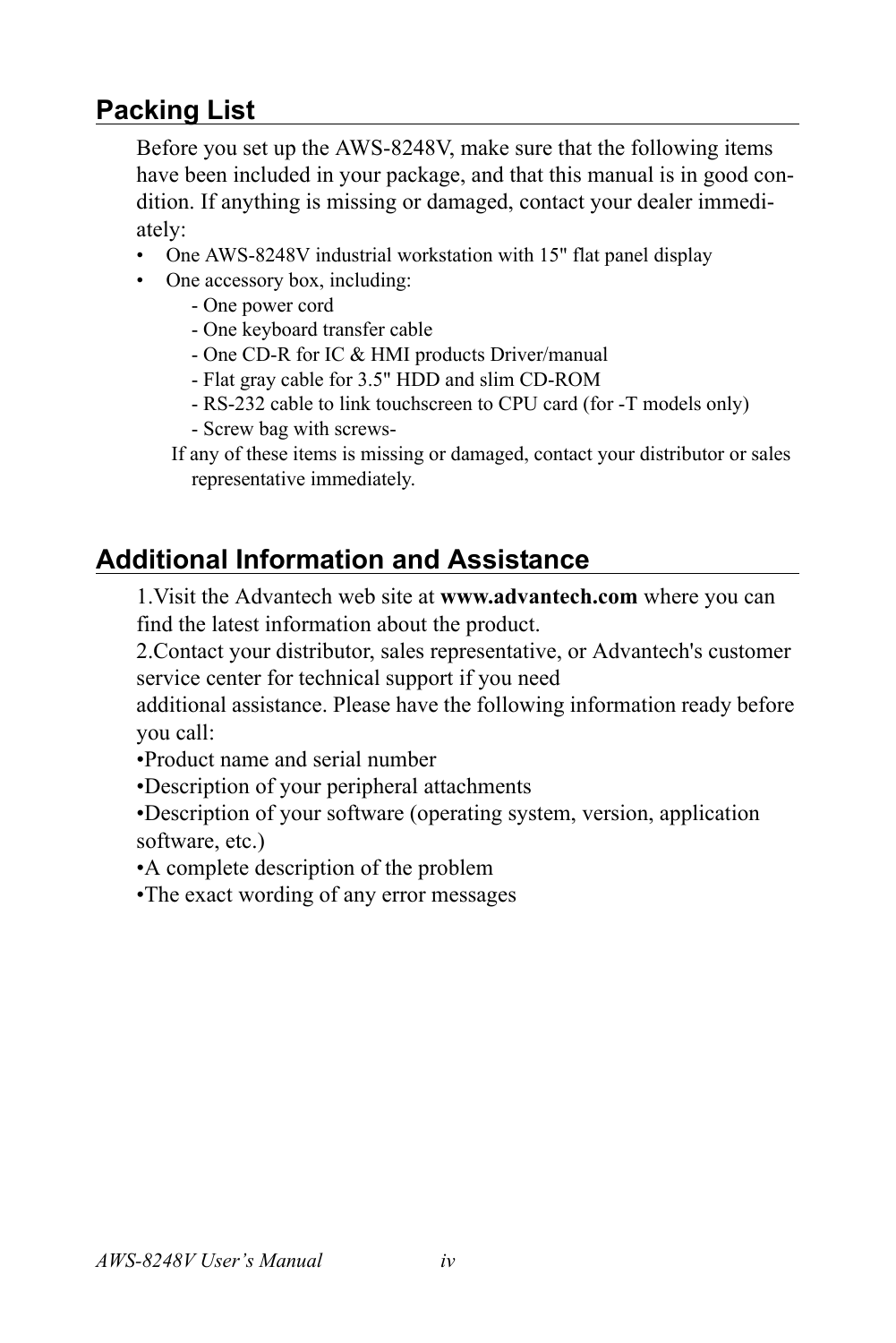## Packing List

Before you set up the AWS-8248V, make sure that the following items have been included in your package, and that this manual is in good condition. If anything is missing or damaged, contact your dealer immediately:

- One AWS-8248V industrial workstation with 15" flat panel display
- One accessory box, including:
  - One power cord
  - One keyboard transfer cable
  - One CD-R for IC & HMI products Driver/manual
  - Flat gray cable for 3.5" HDD and slim CD-ROM
  - RS-232 cable to link touchscreen to CPU card (for -T models only)
  - Screw bag with screws-

If any of these items is missing or damaged, contact your distributor or sales representative immediately.

## Additional Information and Assistance

1.Visit the Advantech web site at **www.advantech.com** where you can find the latest information about the product.

2.Contact your distributor, sales representative, or Advantech's customer service center for technical support if you need additional assistance. Please have the following information ready before you call:

•Product name and serial number

•Description of your peripheral attachments

•Description of your software (operating system, version, application software, etc.)

•A complete description of the problem

•The exact wording of any error messages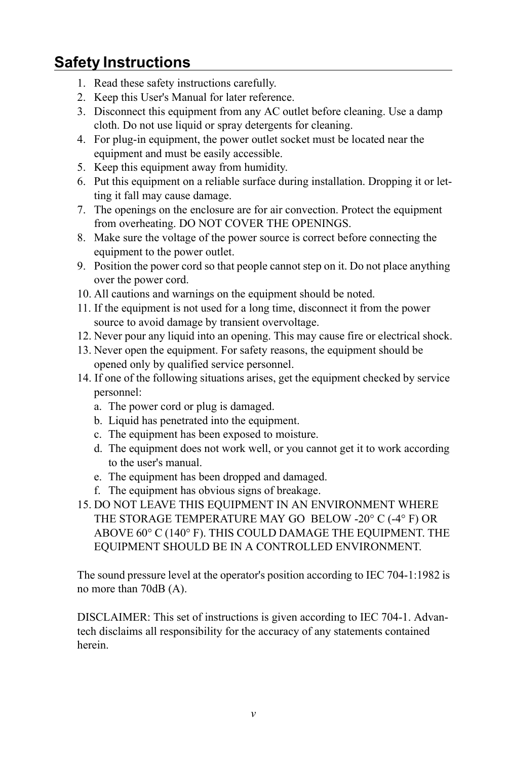## Safety Instructions

1. Read these safety instructions carefully.
2. Keep this User's Manual for later reference.
3. Disconnect this equipment from any AC outlet before cleaning. Use a damp cloth. Do not use liquid or spray detergents for cleaning.
4. For plug-in equipment, the power outlet socket must be located near the equipment and must be easily accessible.
5. Keep this equipment away from humidity.
6. Put this equipment on a reliable surface during installation. Dropping it or letting it fall may cause damage.
7. The openings on the enclosure are for air convection. Protect the equipment from overheating. DO NOT COVER THE OPENINGS.
8. Make sure the voltage of the power source is correct before connecting the equipment to the power outlet.
9. Position the power cord so that people cannot step on it. Do not place anything over the power cord.
10. All cautions and warnings on the equipment should be noted.
11. If the equipment is not used for a long time, disconnect it from the power source to avoid damage by transient overvoltage.
12. Never pour any liquid into an opening. This may cause fire or electrical shock.
13. Never open the equipment. For safety reasons, the equipment should be opened only by qualified service personnel.
14. If one of the following situations arises, get the equipment checked by service personnel:
    a. The power cord or plug is damaged.
    b. Liquid has penetrated into the equipment.
    c. The equipment has been exposed to moisture.
    d. The equipment does not work well, or you cannot get it to work according to the user's manual.
    e. The equipment has been dropped and damaged.
    f. The equipment has obvious signs of breakage.
15. DO NOT LEAVE THIS EQUIPMENT IN AN ENVIRONMENT WHERE THE STORAGE TEMPERATURE MAY GO BELOW -20° C (-4° F) OR ABOVE 60° C (140° F). THIS COULD DAMAGE THE EQUIPMENT. THE EQUIPMENT SHOULD BE IN A CONTROLLED ENVIRONMENT.

The sound pressure level at the operator's position according to IEC 704-1:1982 is no more than 70dB (A).

DISCLAIMER: This set of instructions is given according to IEC 704-1. Advantech disclaims all responsibility for the accuracy of any statements contained herein.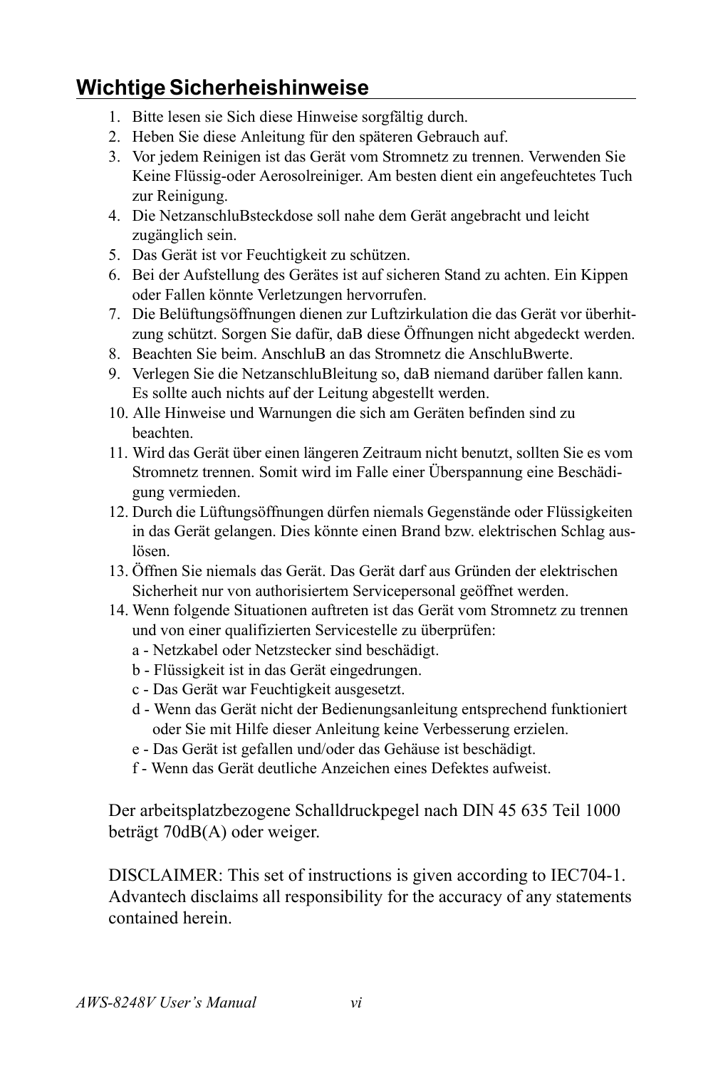## Wichtige Sicherheishinweise

1. Bitte lesen sie Sich diese Hinweise sorgfältig durch.
2. Heben Sie diese Anleitung für den späteren Gebrauch auf.
3. Vor jedem Reinigen ist das Gerät vom Stromnetz zu trennen. Verwenden Sie Keine Flüssig-oder Aerosolreiniger. Am besten dient ein angefeuchtetes Tuch zur Reinigung.
4. Die NetzanschluBsteckdose soll nahe dem Gerät angebracht und leicht zugänglich sein.
5. Das Gerät ist vor Feuchtigkeit zu schützen.
6. Bei der Aufstellung des Gerätes ist auf sicheren Stand zu achten. Ein Kippen oder Fallen könnte Verletzungen hervorrufen.
7. Die Belüftungsöffnungen dienen zur Luftzirkulation die das Gerät vor überhitzung schützt. Sorgen Sie dafür, daB diese Öffnungen nicht abgedeckt werden.
8. Beachten Sie beim. AnschluB an das Stromnetz die AnschluBwerte.
9. Verlegen Sie die NetzanschluBleitung so, daB niemand darüber fallen kann. Es sollte auch nichts auf der Leitung abgestellt werden.
10. Alle Hinweise und Warnungen die sich am Geräten befinden sind zu beachten.
11. Wird das Gerät über einen längeren Zeitraum nicht benutzt, sollten Sie es vom Stromnetz trennen. Somit wird im Falle einer Überspannung eine Beschädigung vermieden.
12. Durch die Lüftungsöffnungen dürfen niemals Gegenstände oder Flüssigkeiten in das Gerät gelangen. Dies könnte einen Brand bzw. elektrischen Schlag auslösen.
13. Öffnen Sie niemals das Gerät. Das Gerät darf aus Gründen der elektrischen Sicherheit nur von authorisiertem Servicepersonal geöffnet werden.
14. Wenn folgende Situationen auftreten ist das Gerät vom Stromnetz zu trennen und von einer qualifizierten Servicestelle zu überprüfen:
    - a - Netzkabel oder Netzstecker sind beschädigt.
    - b - Flüssigkeit ist in das Gerät eingedrungen.
    - c - Das Gerät war Feuchtigkeit ausgesetzt.
    - d - Wenn das Gerät nicht der Bedienungsanleitung entsprechend funktioniert oder Sie mit Hilfe dieser Anleitung keine Verbesserung erzielen.
    - e - Das Gerät ist gefallen und/oder das Gehäuse ist beschädigt.
    - f - Wenn das Gerät deutliche Anzeichen eines Defektes aufweist.

Der arbeitsplatzbezogene Schalldruckpegel nach DIN 45 635 Teil 1000 beträgt 70dB(A) oder weiger.

DISCLAIMER: This set of instructions is given according to IEC704-1. Advantech disclaims all responsibility for the accuracy of any statements contained herein.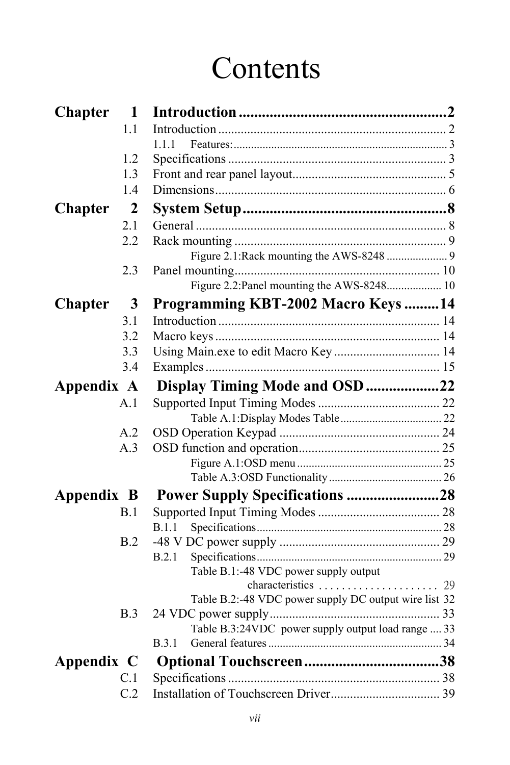# Contents

**Chapter 1 Introduction .......................................................2**

- 1.1 Introduction ....................................................................... 2
  - 1.1.1 Features:........................................................................... 3
- 1.2 Specifications .................................................................... 3
- 1.3 Front and rear panel layout................................................. 5
- 1.4 Dimensions........................................................................ 6

**Chapter 2 System Setup.......................................................8**

- 2.1 General .............................................................................. 8
- 2.2 Rack mounting .................................................................. 9
  - Figure 2.1:Rack mounting the AWS-8248 ..................... 9
- 2.3 Panel mounting................................................................. 10
  - Figure 2.2:Panel mounting the AWS-8248................... 10

**Chapter 3 Programming KBT-2002 Macro Keys .........14**

- 3.1 Introduction ..................................................................... 14
- 3.2 Macro keys ...................................................................... 14
- 3.3 Using Main.exe to edit Macro Key ................................. 14
- 3.4 Examples ......................................................................... 15

**Appendix A Display Timing Mode and OSD ...................22**

- A.1 Supported Input Timing Modes ...................................... 22
  - Table A.1:Display Modes Table ................................... 22
- A.2 OSD Operation Keypad .................................................. 24
- A.3 OSD function and operation............................................ 25
  - Figure A.1:OSD menu .................................................. 25
  - Table A.3:OSD Functionality ....................................... 26

**Appendix B Power Supply Specifications ........................28**

- B.1 Supported Input Timing Modes ...................................... 28
  - B.1.1 Specifications................................................................ 28
- B.2 -48 V DC power supply .................................................. 29
  - B.2.1 Specifications................................................................ 29
  - Table B.1:-48 VDC power supply output characteristics ..................... 29
  - Table B.2:-48 VDC power supply DC output wire list 32
- B.3 24 VDC power supply..................................................... 33
  - Table B.3:24VDC power supply output load range .... 33
  - B.3.1 General features ............................................................ 34

**Appendix C Optional Touchscreen...................................38**

- C.1 Specifications .................................................................. 38
- C.2 Installation of Touchscreen Driver.................................. 39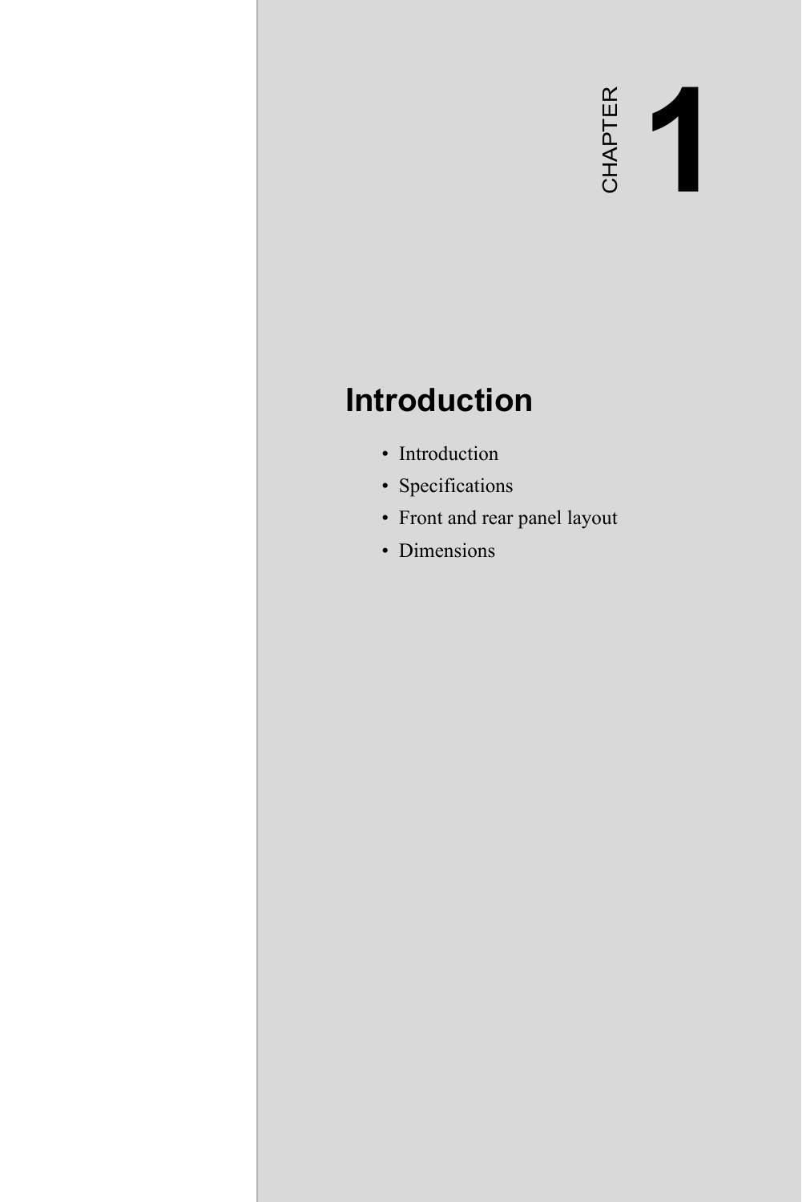CHAPTER 1

# Introduction

- Introduction
- Specifications
- Front and rear panel layout
- Dimensions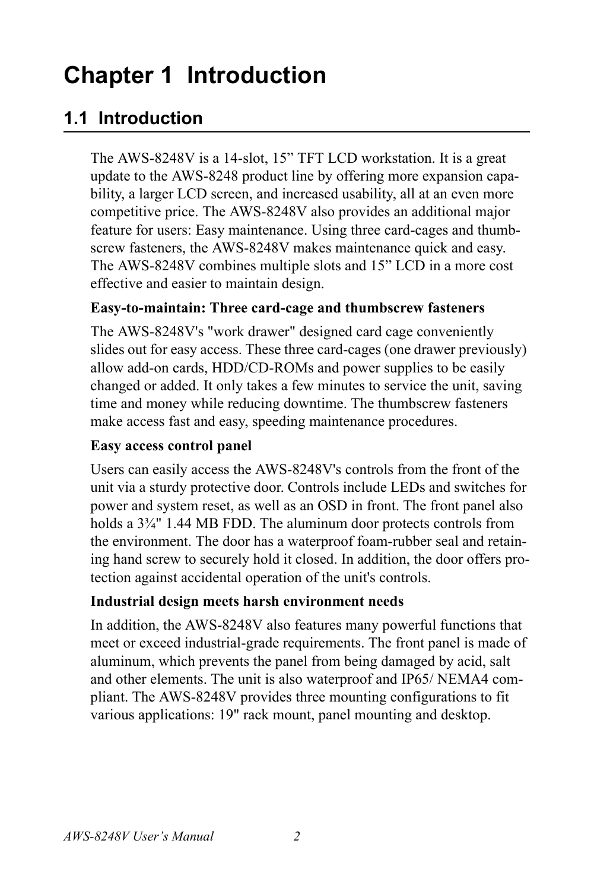# Chapter 1 Introduction

## 1.1 Introduction

The AWS-8248V is a 14-slot, 15” TFT LCD workstation. It is a great update to the AWS-8248 product line by offering more expansion capability, a larger LCD screen, and increased usability, all at an even more competitive price. The AWS-8248V also provides an additional major feature for users: Easy maintenance. Using three card-cages and thumbscrew fasteners, the AWS-8248V makes maintenance quick and easy. The AWS-8248V combines multiple slots and 15” LCD in a more cost effective and easier to maintain design.

**Easy-to-maintain: Three card-cage and thumbscrew fasteners**

The AWS-8248V's "work drawer" designed card cage conveniently slides out for easy access. These three card-cages (one drawer previously) allow add-on cards, HDD/CD-ROMs and power supplies to be easily changed or added. It only takes a few minutes to service the unit, saving time and money while reducing downtime. The thumbscrew fasteners make access fast and easy, speeding maintenance procedures.

**Easy access control panel**

Users can easily access the AWS-8248V's controls from the front of the unit via a sturdy protective door. Controls include LEDs and switches for power and system reset, as well as an OSD in front. The front panel also holds a 3¾" 1.44 MB FDD. The aluminum door protects controls from the environment. The door has a waterproof foam-rubber seal and retaining hand screw to securely hold it closed. In addition, the door offers protection against accidental operation of the unit's controls.

**Industrial design meets harsh environment needs**

In addition, the AWS-8248V also features many powerful functions that meet or exceed industrial-grade requirements. The front panel is made of aluminum, which prevents the panel from being damaged by acid, salt and other elements. The unit is also waterproof and IP65/ NEMA4 compliant. The AWS-8248V provides three mounting configurations to fit various applications: 19" rack mount, panel mounting and desktop.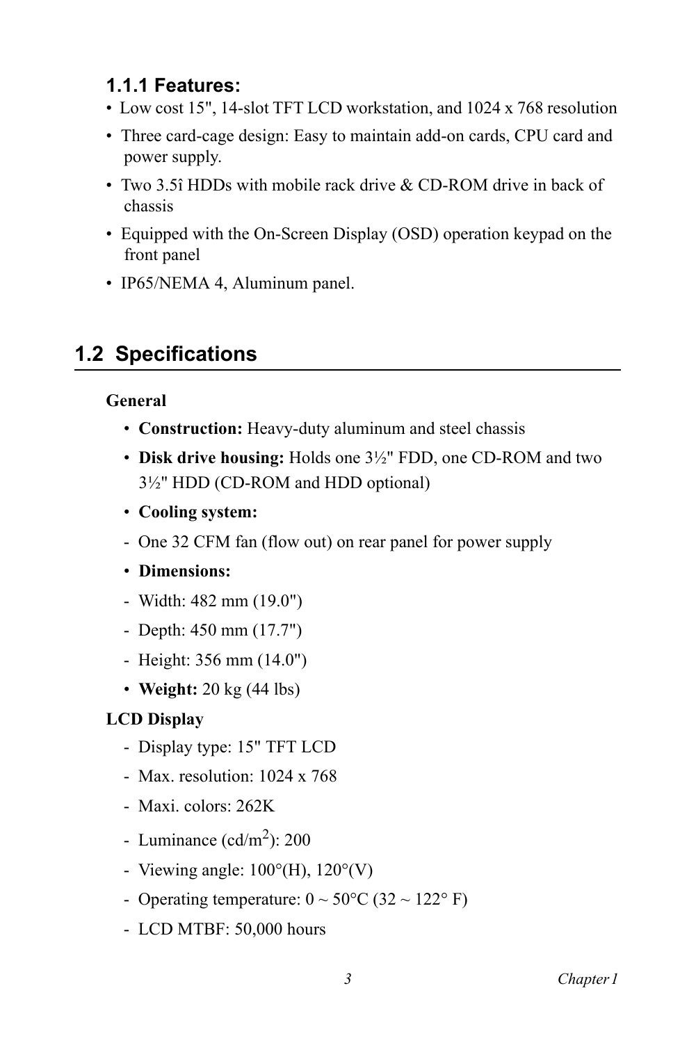### 1.1.1 Features:

- Low cost 15", 14-slot TFT LCD workstation, and 1024 x 768 resolution
- Three card-cage design: Easy to maintain add-on cards, CPU card and power supply.
- Two 3.5î HDDs with mobile rack drive & CD-ROM drive in back of chassis
- Equipped with the On-Screen Display (OSD) operation keypad on the front panel
- IP65/NEMA 4, Aluminum panel.

## 1.2 Specifications

**General**

- **Construction:** Heavy-duty aluminum and steel chassis
- **Disk drive housing:** Holds one 3½" FDD, one CD-ROM and two 3½" HDD (CD-ROM and HDD optional)
- **Cooling system:**

- One 32 CFM fan (flow out) on rear panel for power supply

- **Dimensions:**

- Width: 482 mm (19.0")
- Depth: 450 mm (17.7")
- Height: 356 mm (14.0")

- **Weight:** 20 kg (44 lbs)

**LCD Display**

- Display type: 15" TFT LCD
- Max. resolution: 1024 x 768
- Maxi. colors: 262K
- Luminance (cd/m$^2$): 200
- Viewing angle: 100°(H), 120°(V)
- Operating temperature: 0 ~ 50°C (32 ~ 122° F)
- LCD MTBF: 50,000 hours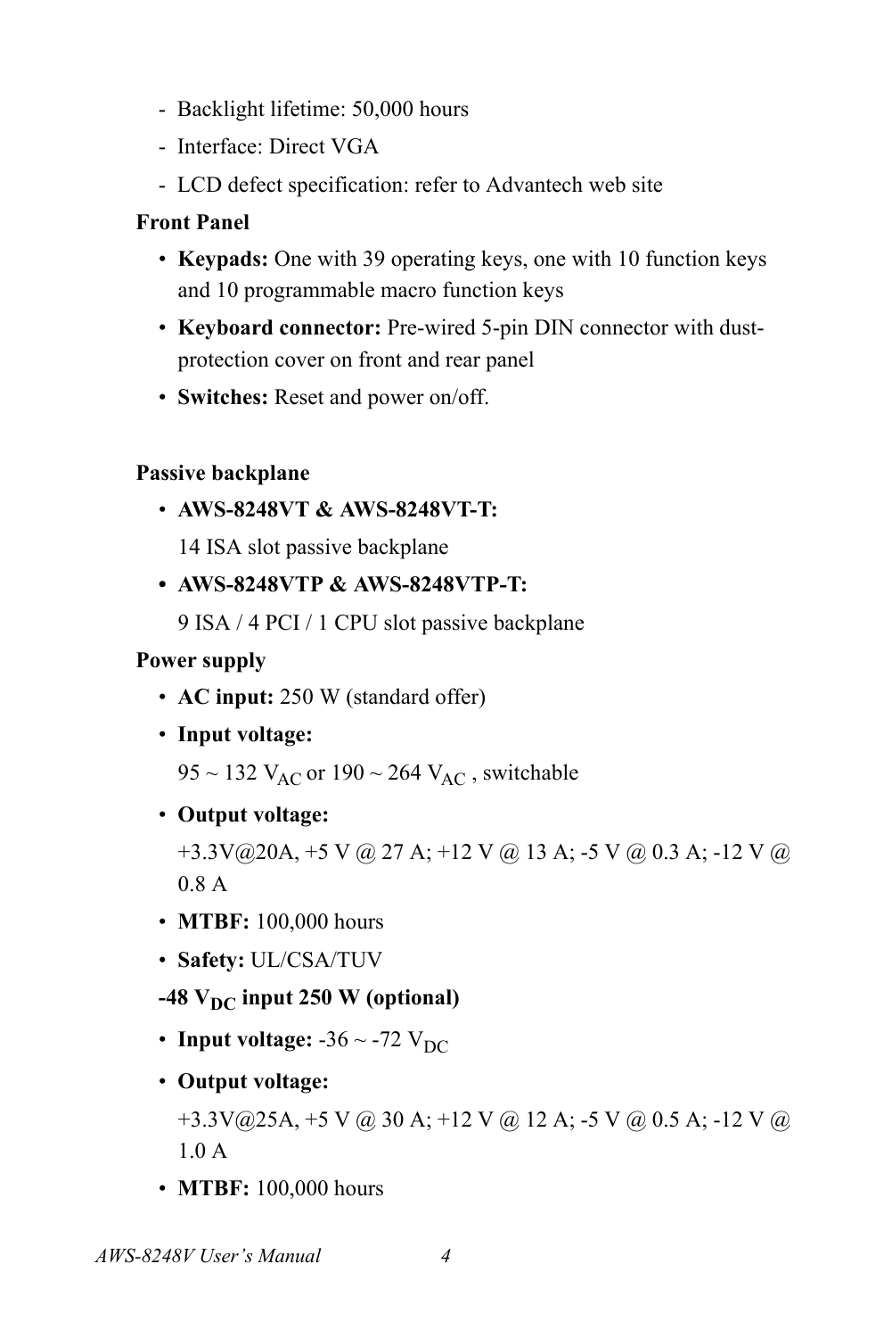- Backlight lifetime: 50,000 hours
- Interface: Direct VGA
- LCD defect specification: refer to Advantech web site

**Front Panel**

- **Keypads:** One with 39 operating keys, one with 10 function keys and 10 programmable macro function keys
- **Keyboard connector:** Pre-wired 5-pin DIN connector with dust-protection cover on front and rear panel
- **Switches:** Reset and power on/off.

**Passive backplane**

- **AWS-8248VT & AWS-8248VT-T:**
  14 ISA slot passive backplane
- **AWS-8248VTP & AWS-8248VTP-T:**
  9 ISA / 4 PCI / 1 CPU slot passive backplane

**Power supply**

- **AC input:** 250 W (standard offer)
- **Input voltage:**
  95 ~ 132 $V_{AC}$ or 190 ~ 264 $V_{AC}$ , switchable
- **Output voltage:**
  +3.3V@20A, +5 V @ 27 A; +12 V @ 13 A; -5 V @ 0.3 A; -12 V @ 0.8 A
- **MTBF:** 100,000 hours
- **Safety:** UL/CSA/TUV

**-48 $V_{DC}$ input 250 W (optional)**

- **Input voltage:** -36 ~ -72 $V_{DC}$
- **Output voltage:**
  +3.3V@25A, +5 V @ 30 A; +12 V @ 12 A; -5 V @ 0.5 A; -12 V @ 1.0 A
- **MTBF:** 100,000 hours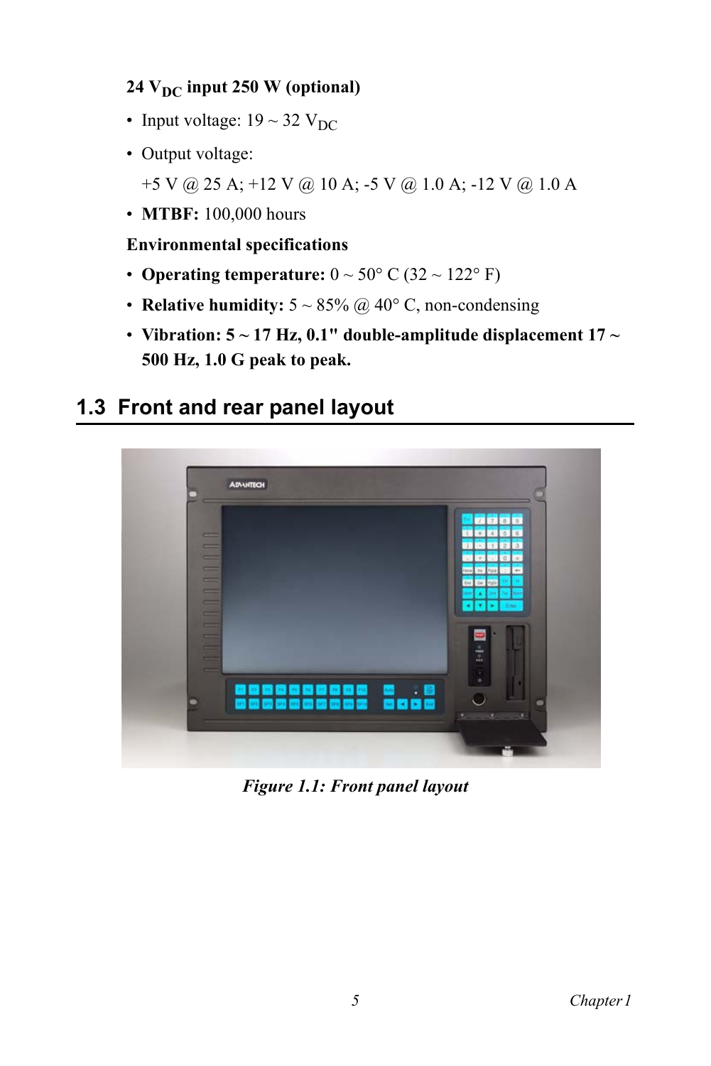**24 $V_{DC}$ input 250 W (optional)**

- Input voltage: 19 ~ 32 $V_{DC}$
- Output voltage:

  +5 V @ 25 A; +12 V @ 10 A; -5 V @ 1.0 A; -12 V @ 1.0 A
- **MTBF:** 100,000 hours

**Environmental specifications**

- **Operating temperature:** 0 ~ 50° C (32 ~ 122° F)
- **Relative humidity:** 5 ~ 85% @ 40° C, non-condensing
- **Vibration: 5 ~ 17 Hz, 0.1" double-amplitude displacement 17 ~ 500 Hz, 1.0 G peak to peak.**

## 1.3 Front and rear panel layout

*Figure 1.1: Front panel layout*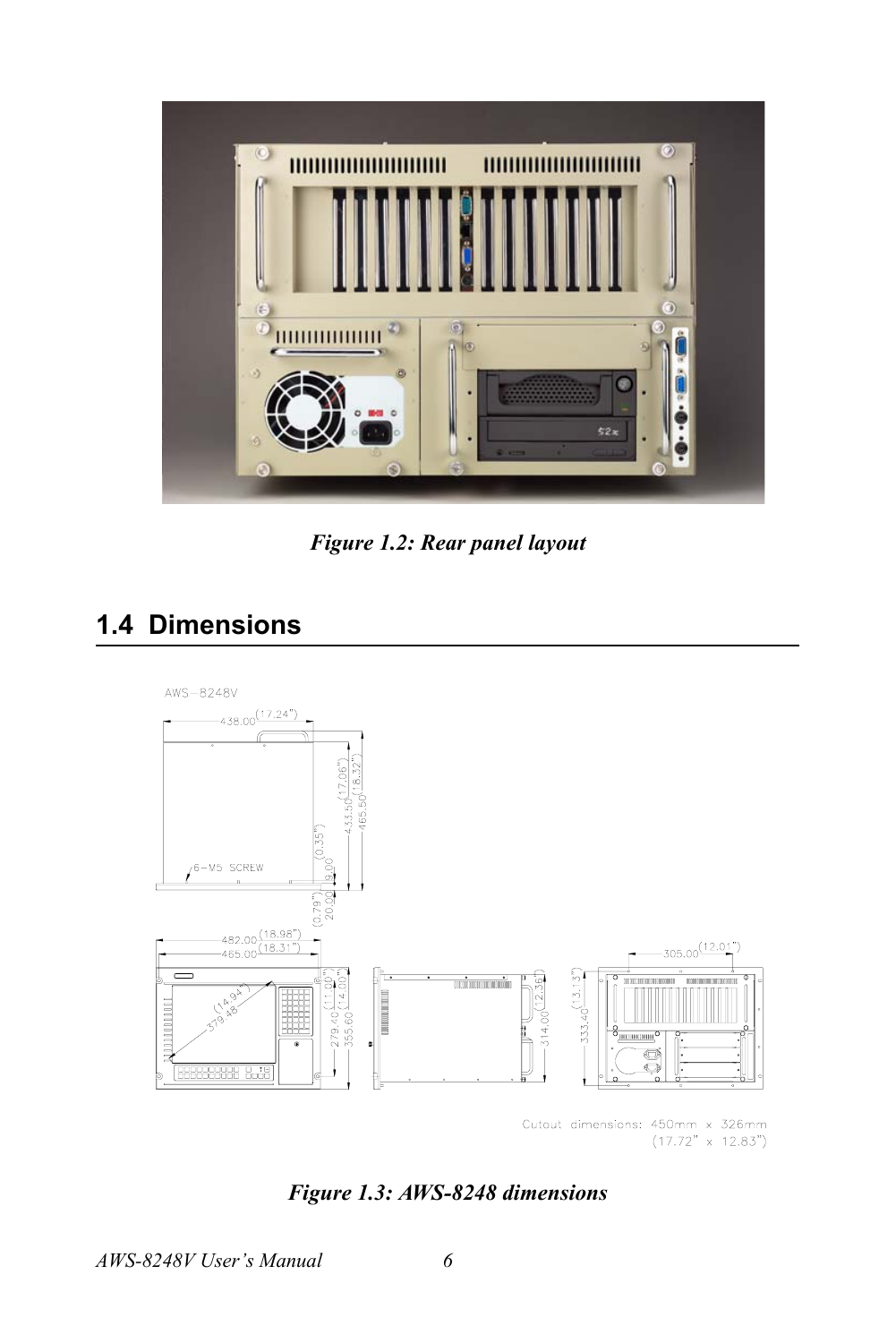Figure 1.2: Rear panel layout

## 1.4 Dimensions

Figure 1.3: AWS-8248 dimensions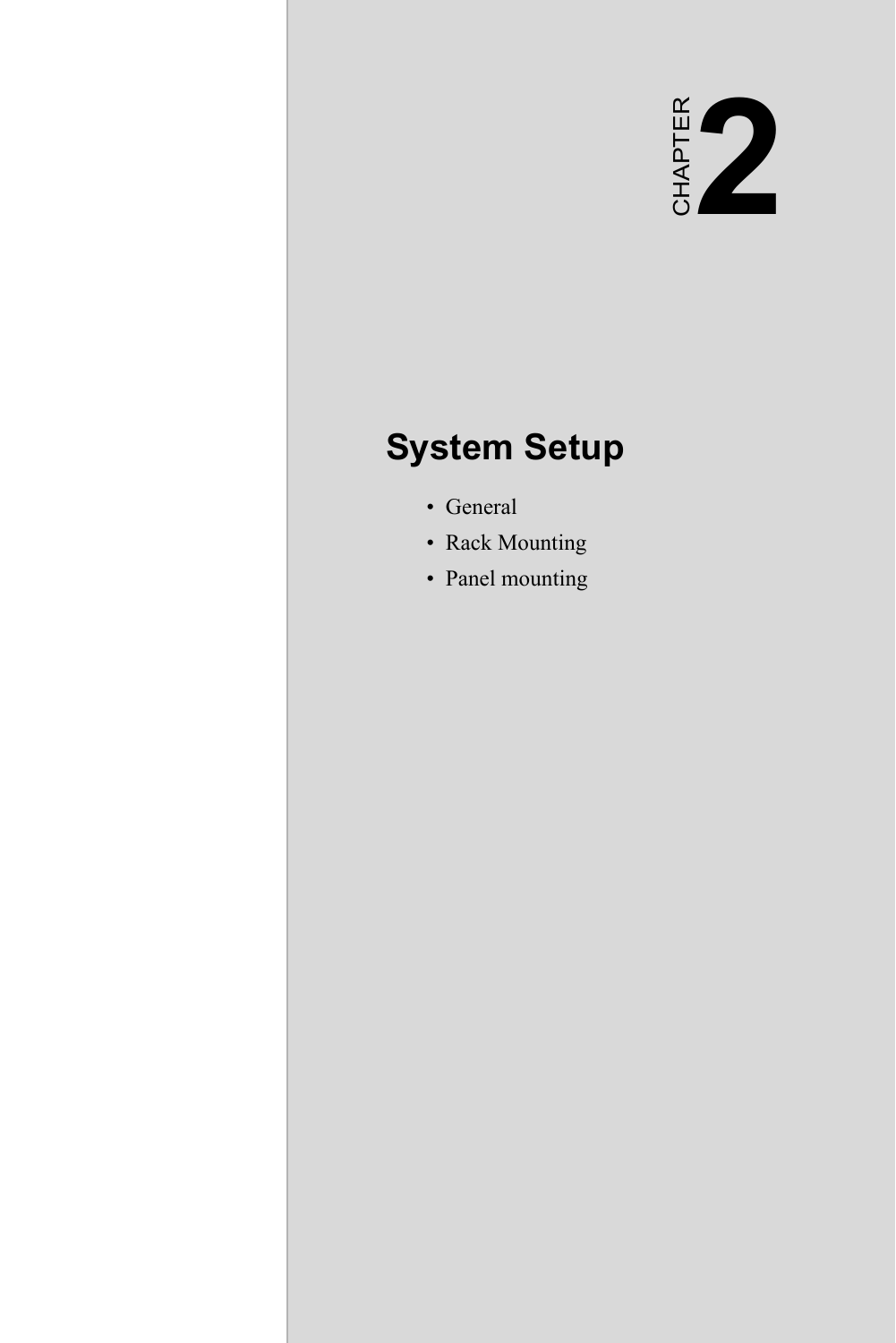# CHAPTER 2

## System Setup

- General
- Rack Mounting
- Panel mounting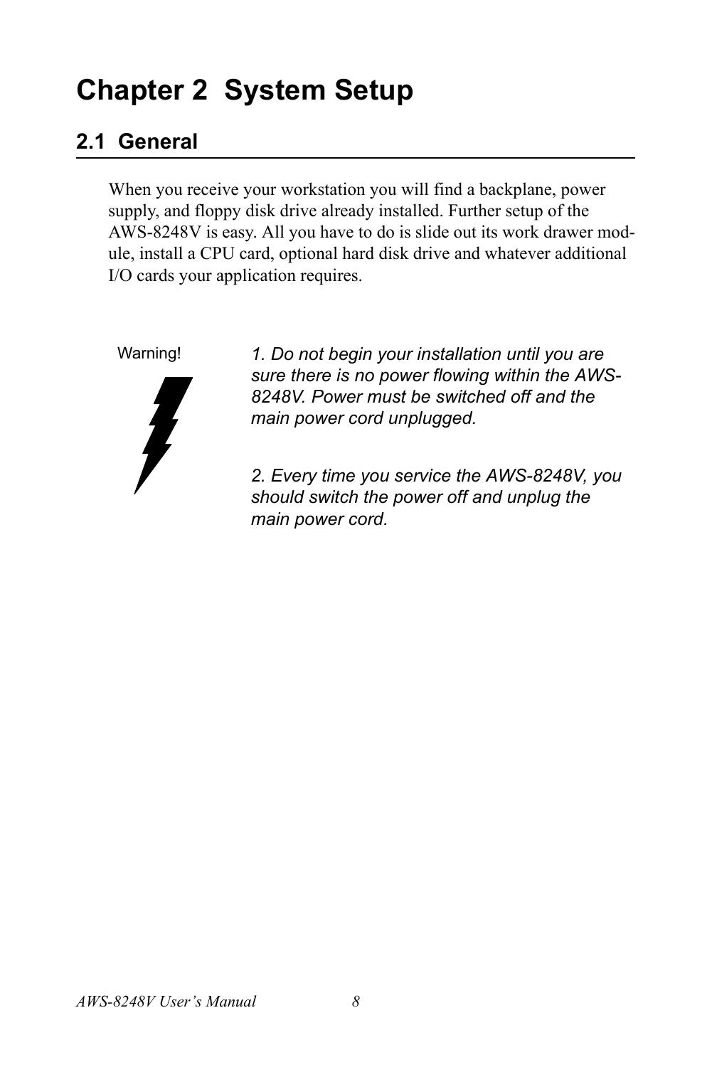# Chapter 2 System Setup

## 2.1 General

When you receive your workstation you will find a backplane, power supply, and floppy disk drive already installed. Further setup of the AWS-8248V is easy. All you have to do is slide out its work drawer module, install a CPU card, optional hard disk drive and whatever additional I/O cards your application requires.

Warning!

*1. Do not begin your installation until you are sure there is no power flowing within the AWS-8248V. Power must be switched off and the main power cord unplugged.*

*2. Every time you service the AWS-8248V, you should switch the power off and unplug the main power cord.*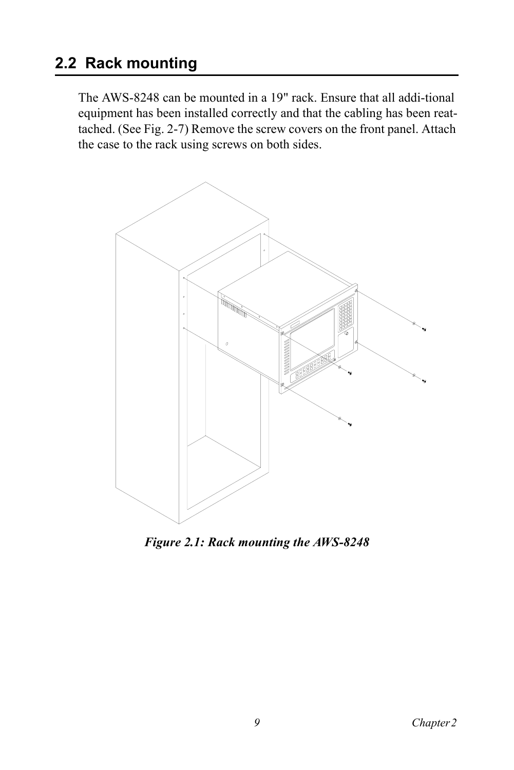## 2.2 Rack mounting

The AWS-8248 can be mounted in a 19" rack. Ensure that all addi-tional equipment has been installed correctly and that the cabling has been reat-tached. (See Fig. 2-7) Remove the screw covers on the front panel. Attach the case to the rack using screws on both sides.

***Figure 2.1: Rack mounting the AWS-8248***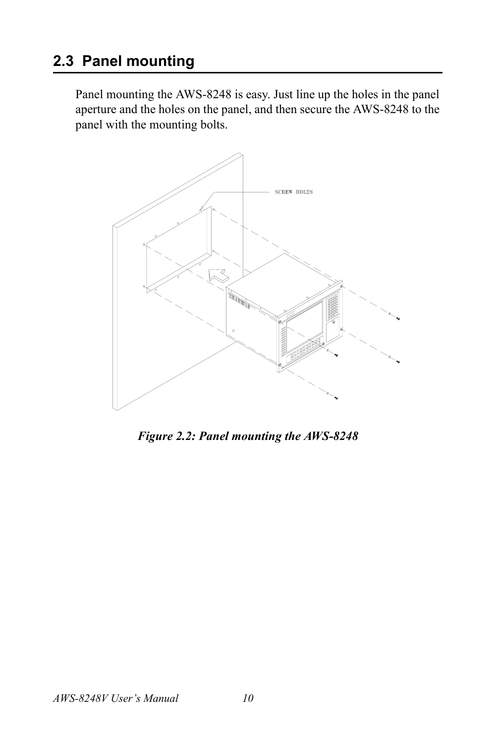## 2.3 Panel mounting

Panel mounting the AWS-8248 is easy. Just line up the holes in the panel aperture and the holes on the panel, and then secure the AWS-8248 to the panel with the mounting bolts.

*Figure 2.2: Panel mounting the AWS-8248*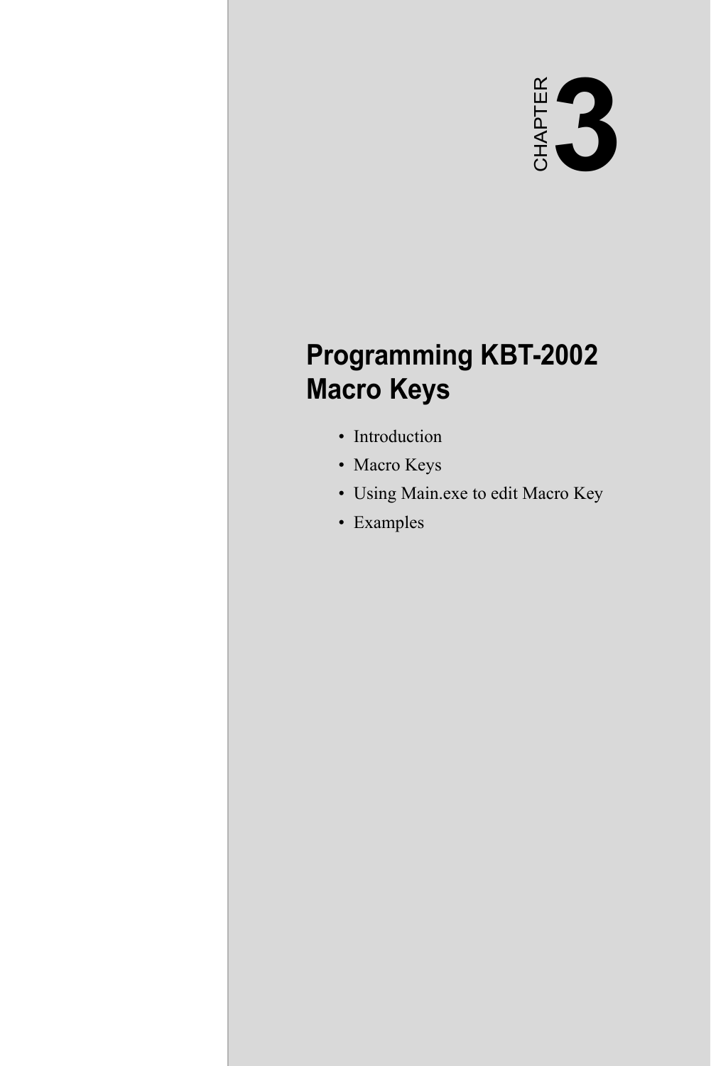CHAPTER 3

# Programming KBT-2002 Macro Keys

- Introduction
- Macro Keys
- Using Main.exe to edit Macro Key
- Examples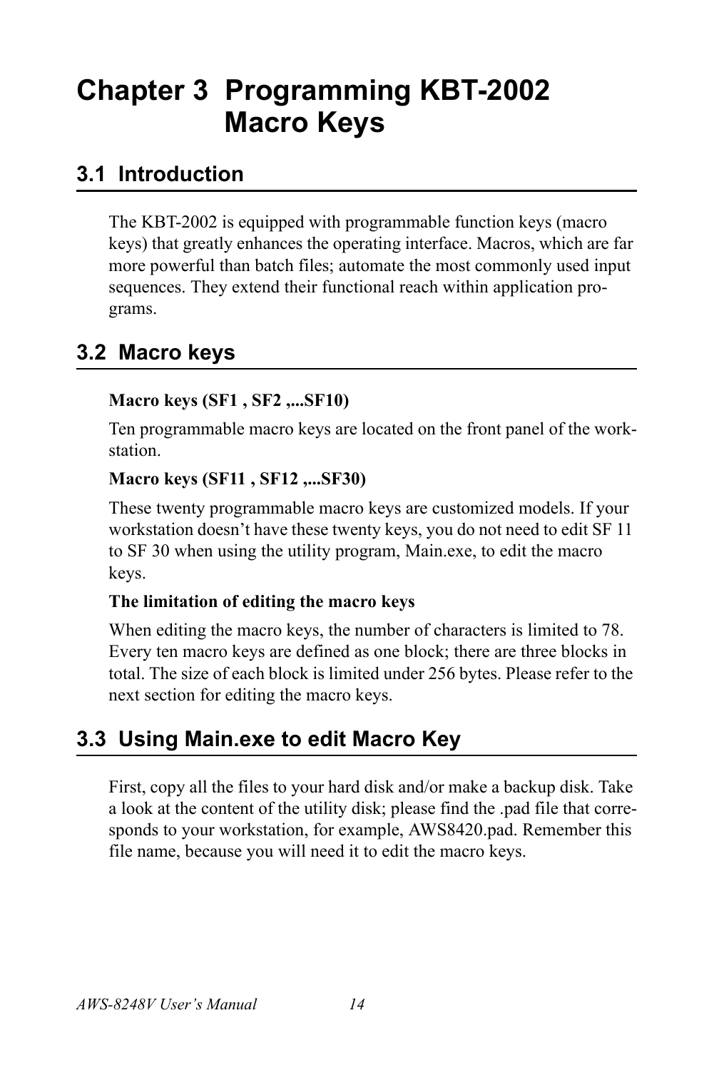# Chapter 3 Programming KBT-2002 Macro Keys

## 3.1 Introduction

The KBT-2002 is equipped with programmable function keys (macro keys) that greatly enhances the operating interface. Macros, which are far more powerful than batch files; automate the most commonly used input sequences. They extend their functional reach within application programs.

## 3.2 Macro keys

**Macro keys (SF1 , SF2 ,...SF10)**

Ten programmable macro keys are located on the front panel of the workstation.

**Macro keys (SF11 , SF12 ,...SF30)**

These twenty programmable macro keys are customized models. If your workstation doesn't have these twenty keys, you do not need to edit SF 11 to SF 30 when using the utility program, Main.exe, to edit the macro keys.

**The limitation of editing the macro keys**

When editing the macro keys, the number of characters is limited to 78. Every ten macro keys are defined as one block; there are three blocks in total. The size of each block is limited under 256 bytes. Please refer to the next section for editing the macro keys.

## 3.3 Using Main.exe to edit Macro Key

First, copy all the files to your hard disk and/or make a backup disk. Take a look at the content of the utility disk; please find the .pad file that corresponds to your workstation, for example, AWS8420.pad. Remember this file name, because you will need it to edit the macro keys.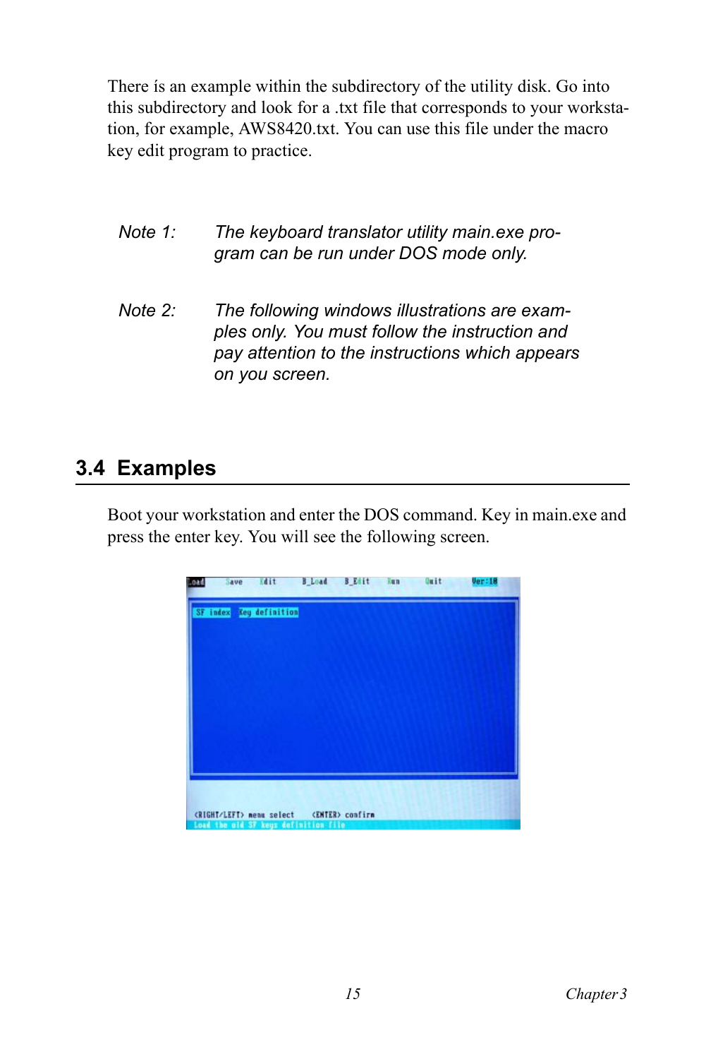There ís an example within the subdirectory of the utility disk. Go into this subdirectory and look for a .txt file that corresponds to your workstation, for example, AWS8420.txt. You can use this file under the macro key edit program to practice.

*Note 1:* *The keyboard translator utility main.exe program can be run under DOS mode only.*

*Note 2:* *The following windows illustrations are examples only. You must follow the instruction and pay attention to the instructions which appears on you screen.*

## 3.4 Examples

Boot your workstation and enter the DOS command. Key in main.exe and press the enter key. You will see the following screen.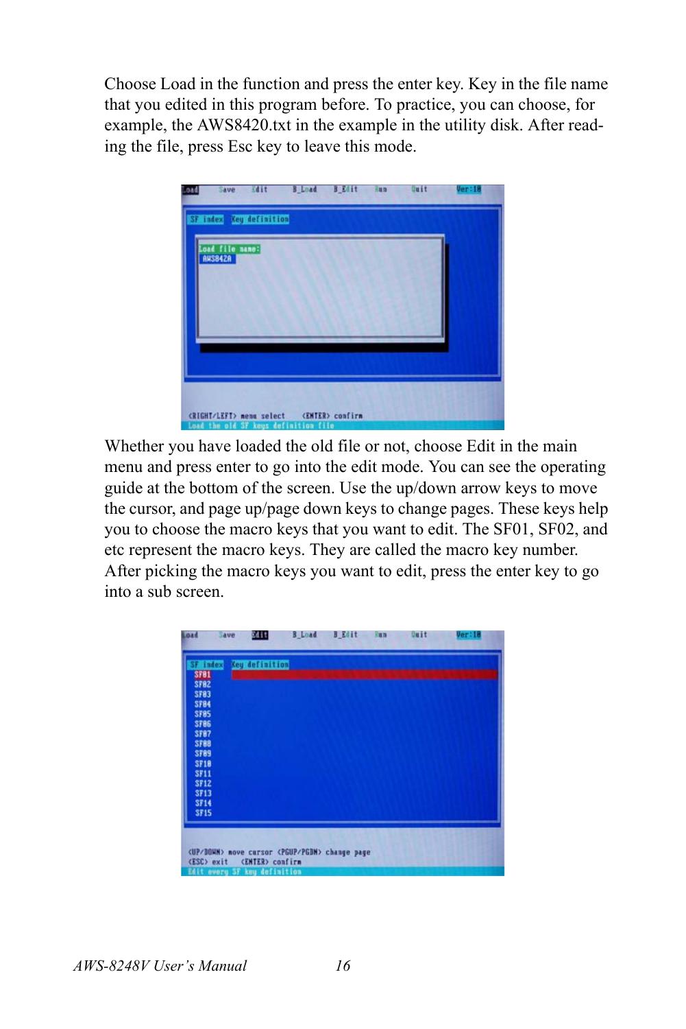Choose Load in the function and press the enter key. Key in the file name that you edited in this program before. To practice, you can choose, for example, the AWS8420.txt in the example in the utility disk. After reading the file, press Esc key to leave this mode.

Whether you have loaded the old file or not, choose Edit in the main menu and press enter to go into the edit mode. You can see the operating guide at the bottom of the screen. Use the up/down arrow keys to move the cursor, and page up/page down keys to change pages. These keys help you to choose the macro keys that you want to edit. The SF01, SF02, and etc represent the macro keys. They are called the macro key number. After picking the macro keys you want to edit, press the enter key to go into a sub screen.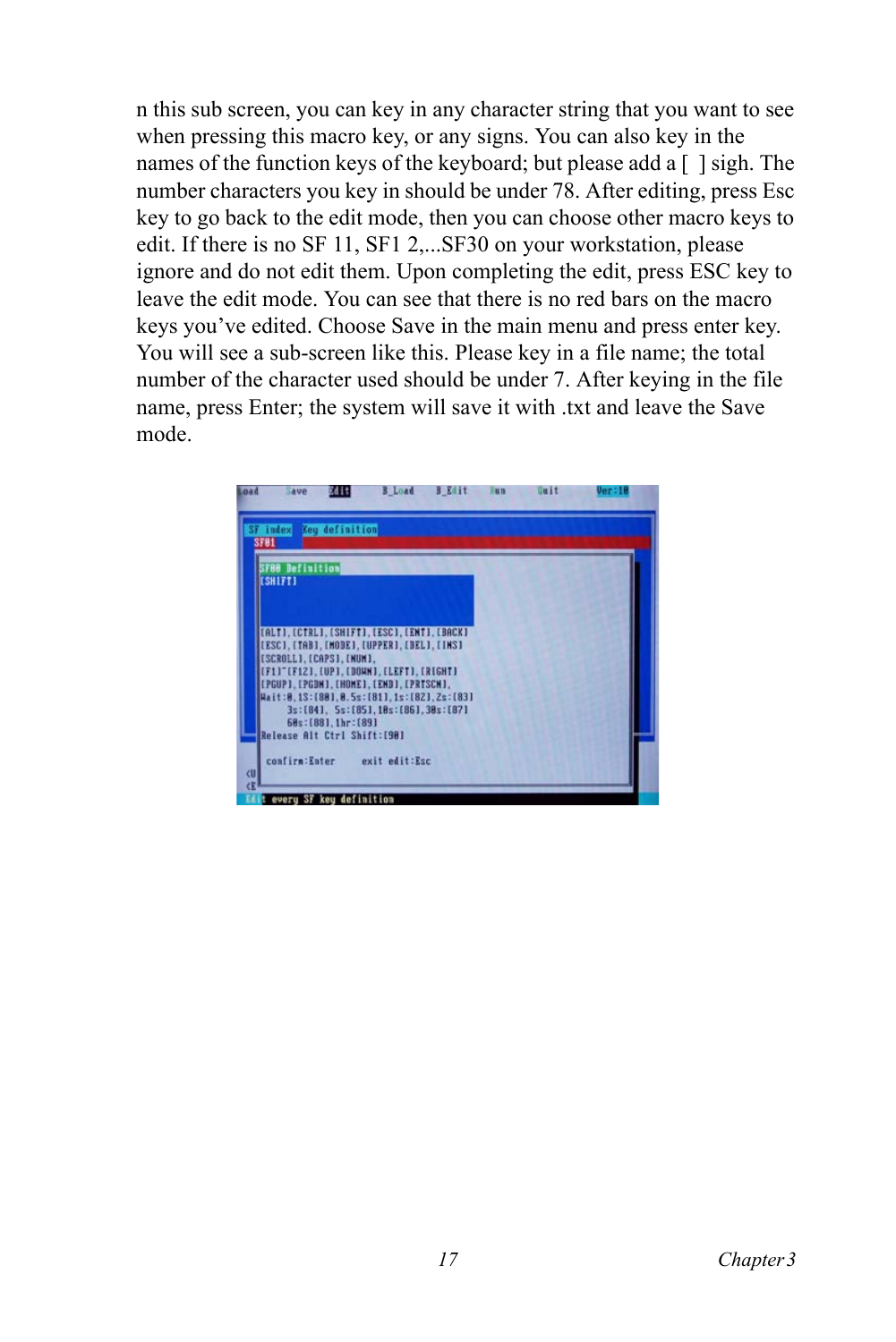n this sub screen, you can key in any character string that you want to see when pressing this macro key, or any signs. You can also key in the names of the function keys of the keyboard; but please add a [ ] sigh. The number characters you key in should be under 78. After editing, press Esc key to go back to the edit mode, then you can choose other macro keys to edit. If there is no SF 11, SF1 2,...SF30 on your workstation, please ignore and do not edit them. Upon completing the edit, press ESC key to leave the edit mode. You can see that there is no red bars on the macro keys you've edited. Choose Save in the main menu and press enter key. You will see a sub-screen like this. Please key in a file name; the total number of the character used should be under 7. After keying in the file name, press Enter; the system will save it with .txt and leave the Save mode.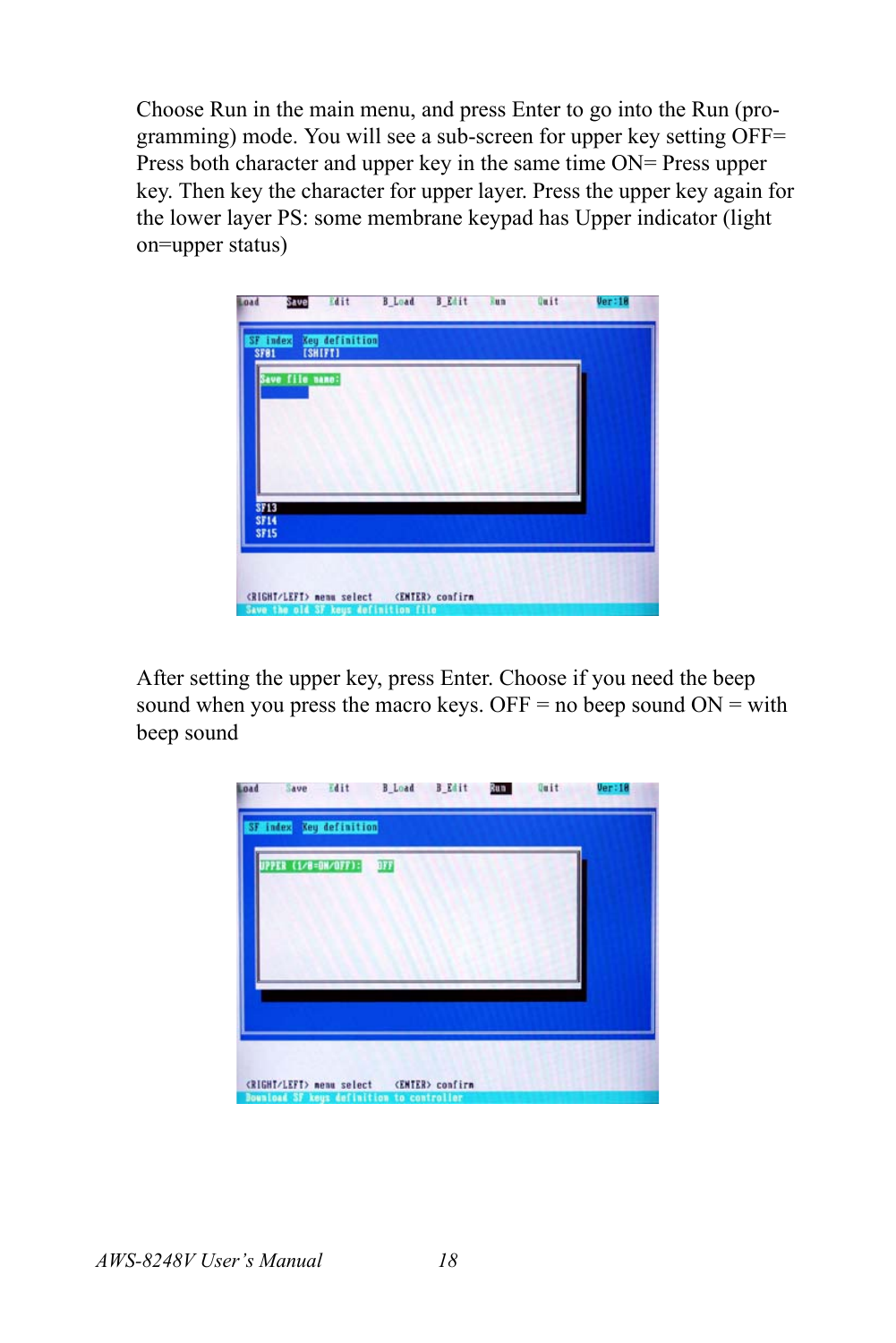Choose Run in the main menu, and press Enter to go into the Run (programming) mode. You will see a sub-screen for upper key setting OFF= Press both character and upper key in the same time ON= Press upper key. Then key the character for upper layer. Press the upper key again for the lower layer PS: some membrane keypad has Upper indicator (light on=upper status)

After setting the upper key, press Enter. Choose if you need the beep sound when you press the macro keys. OFF = no beep sound ON = with beep sound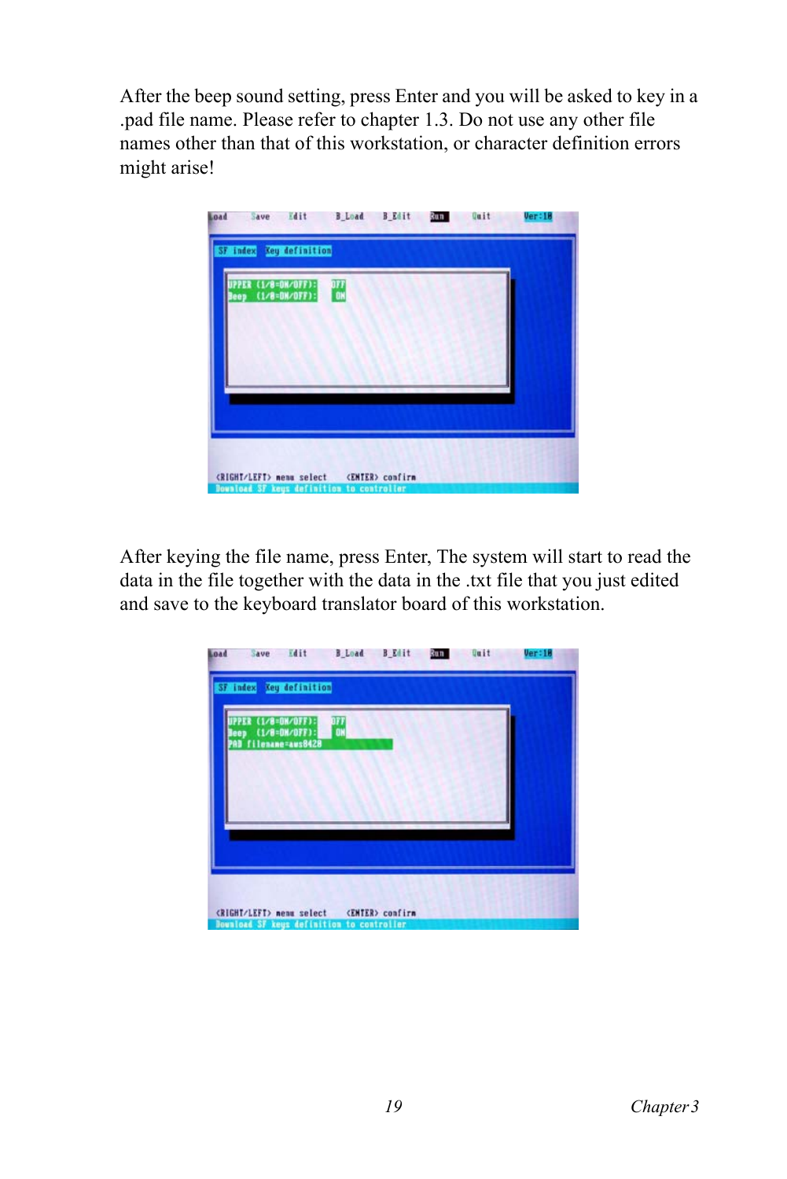After the beep sound setting, press Enter and you will be asked to key in a .pad file name. Please refer to chapter 1.3. Do not use any other file names other than that of this workstation, or character definition errors might arise!

After keying the file name, press Enter, The system will start to read the data in the file together with the data in the .txt file that you just edited and save to the keyboard translator board of this workstation.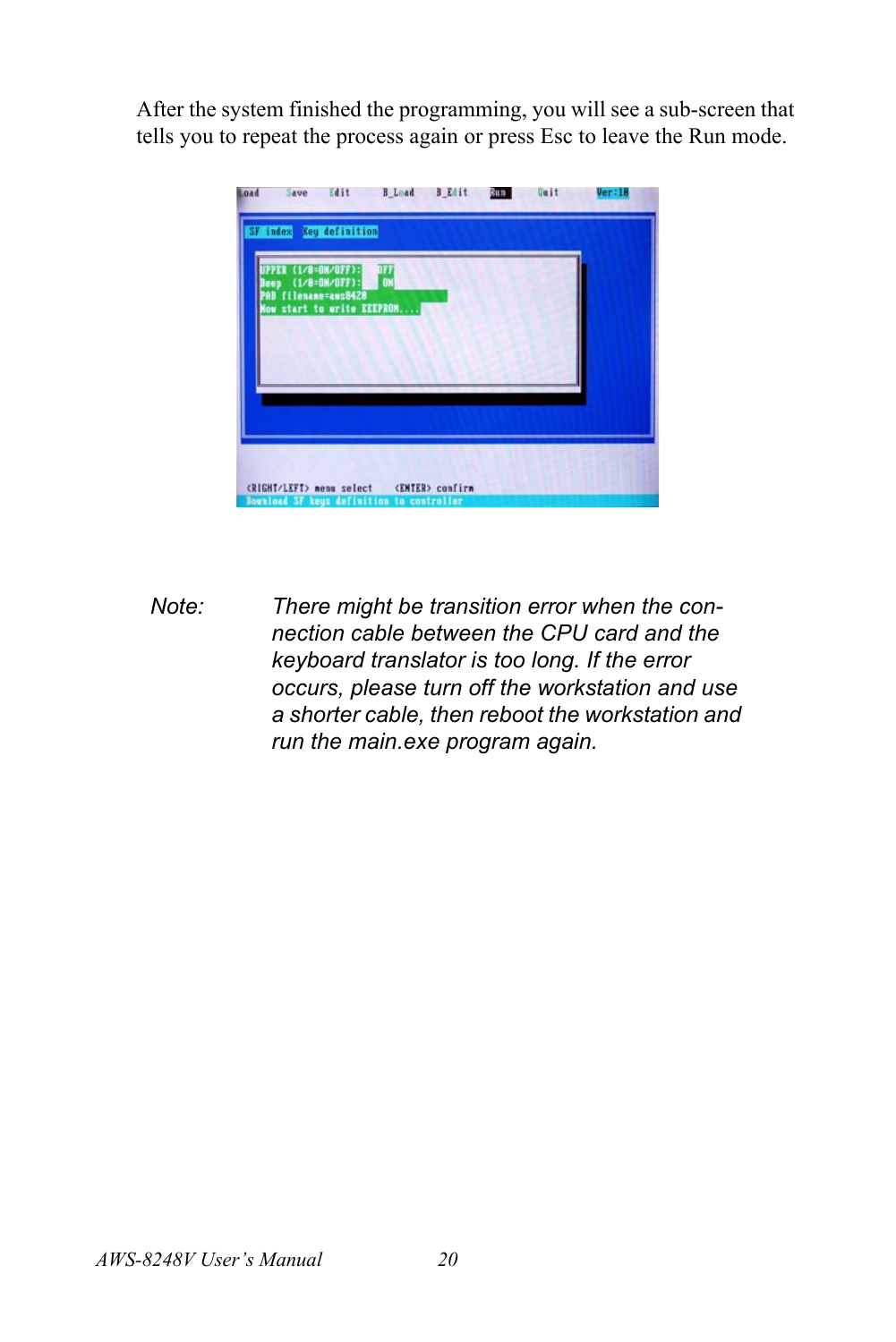After the system finished the programming, you will see a sub-screen that tells you to repeat the process again or press Esc to leave the Run mode.

*Note:* *There might be transition error when the connection cable between the CPU card and the keyboard translator is too long. If the error occurs, please turn off the workstation and use a shorter cable, then reboot the workstation and run the main.exe program again.*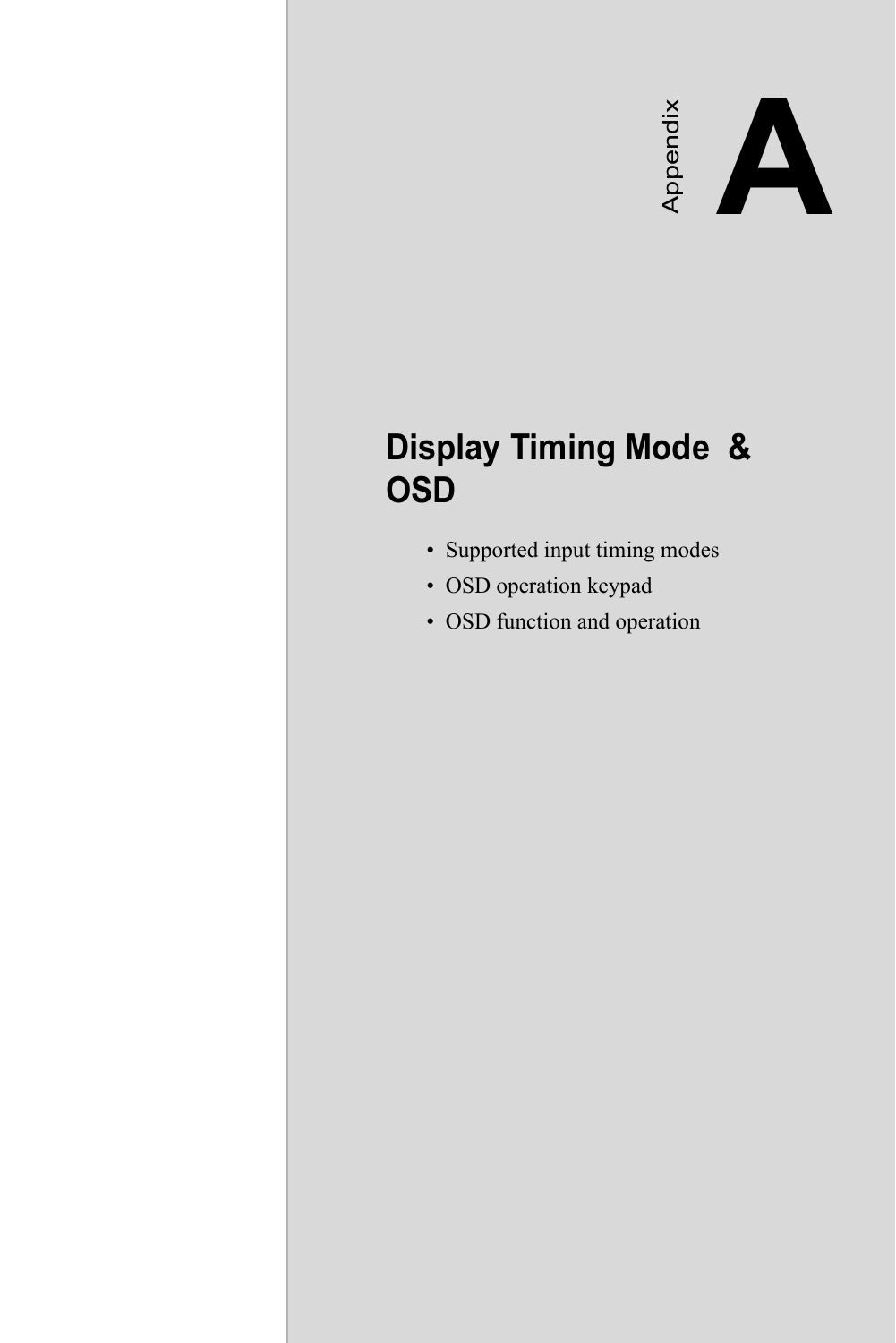# Appendix A

## Display Timing Mode & OSD

- Supported input timing modes
- OSD operation keypad
- OSD function and operation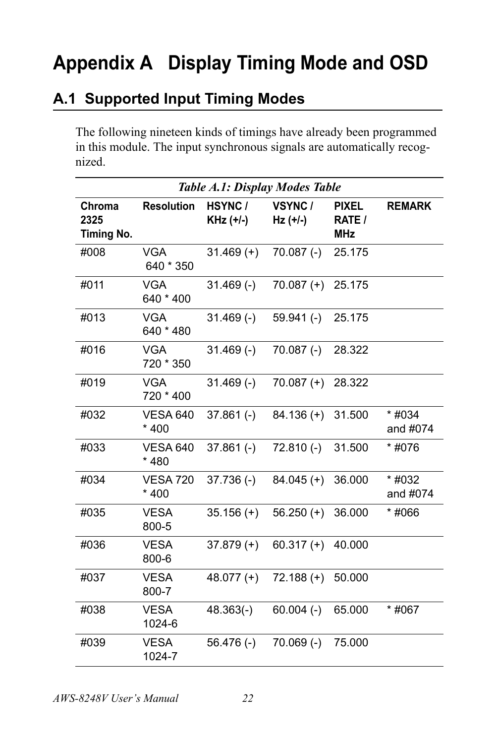# Appendix A Display Timing Mode and OSD

## A.1 Supported Input Timing Modes

The following nineteen kinds of timings have already been programmed in this module. The input synchronous signals are automatically recognized.

*Table A.1: Display Modes Table*

| Chroma 2325 Timing No. | Resolution | HSYNC / KHz (+/-) | VSYNC / Hz (+/-) | PIXEL RATE / MHz | REMARK |
|---|---|---|---|---|---|
| #008 | VGA 640 * 350 | 31.469 (+) | 70.087 (-) | 25.175 | |
| #011 | VGA 640 * 400 | 31.469 (-) | 70.087 (+) | 25.175 | |
| #013 | VGA 640 * 480 | 31.469 (-) | 59.941 (-) | 25.175 | |
| #016 | VGA 720 * 350 | 31.469 (-) | 70.087 (-) | 28.322 | |
| #019 | VGA 720 * 400 | 31.469 (-) | 70.087 (+) | 28.322 | |
| #032 | VESA 640 * 400 | 37.861 (-) | 84.136 (+) | 31.500 | * #034 and #074 |
| #033 | VESA 640 * 480 | 37.861 (-) | 72.810 (-) | 31.500 | * #076 |
| #034 | VESA 720 * 400 | 37.736 (-) | 84.045 (+) | 36.000 | * #032 and #074 |
| #035 | VESA 800-5 | 35.156 (+) | 56.250 (+) | 36.000 | * #066 |
| #036 | VESA 800-6 | 37.879 (+) | 60.317 (+) | 40.000 | |
| #037 | VESA 800-7 | 48.077 (+) | 72.188 (+) | 50.000 | |
| #038 | VESA 1024-6 | 48.363(-) | 60.004 (-) | 65.000 | * #067 |
| #039 | VESA 1024-7 | 56.476 (-) | 70.069 (-) | 75.000 | |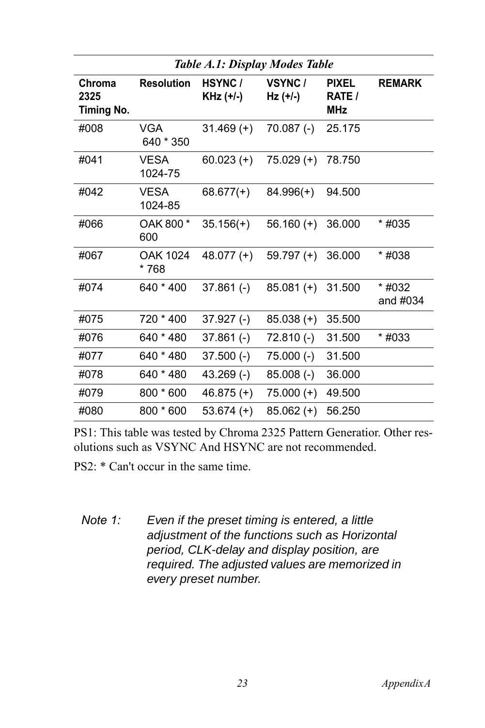*Table A.1: Display Modes Table*

| Chroma 2325 Timing No. | Resolution | HSYNC / KHz (+/-) | VSYNC / Hz (+/-) | PIXEL RATE / MHz | REMARK |
|---|---|---|---|---|---|
| #008 | VGA 640 * 350 | 31.469 (+) | 70.087 (-) | 25.175 | |
| #041 | VESA 1024-75 | 60.023 (+) | 75.029 (+) | 78.750 | |
| #042 | VESA 1024-85 | 68.677(+) | 84.996(+) | 94.500 | |
| #066 | OAK 800 * 600 | 35.156(+) | 56.160 (+) | 36.000 | * #035 |
| #067 | OAK 1024 * 768 | 48.077 (+) | 59.797 (+) | 36.000 | * #038 |
| #074 | 640 * 400 | 37.861 (-) | 85.081 (+) | 31.500 | * #032 and #034 |
| #075 | 720 * 400 | 37.927 (-) | 85.038 (+) | 35.500 | |
| #076 | 640 * 480 | 37.861 (-) | 72.810 (-) | 31.500 | * #033 |
| #077 | 640 * 480 | 37.500 (-) | 75.000 (-) | 31.500 | |
| #078 | 640 * 480 | 43.269 (-) | 85.008 (-) | 36.000 | |
| #079 | 800 * 600 | 46.875 (+) | 75.000 (+) | 49.500 | |
| #080 | 800 * 600 | 53.674 (+) | 85.062 (+) | 56.250 | |

PS1: This table was tested by Chroma 2325 Pattern Generatior. Other resolutions such as VSYNC And HSYNC are not recommended.

PS2: * Can't occur in the same time.

*Note 1: Even if the preset timing is entered, a little adjustment of the functions such as Horizontal period, CLK-delay and display position, are required. The adjusted values are memorized in every preset number.*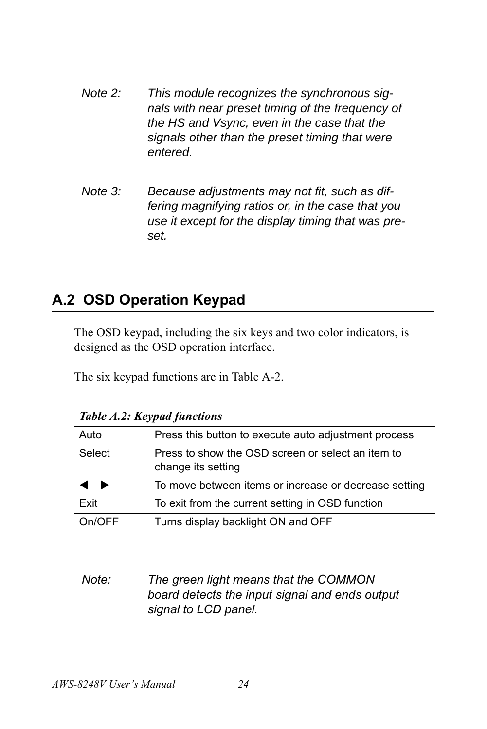*Note 2: This module recognizes the synchronous signals with near preset timing of the frequency of the HS and Vsync, even in the case that the signals other than the preset timing that were entered.*

*Note 3: Because adjustments may not fit, such as differing magnifying ratios or, in the case that you use it except for the display timing that was preset.*

## A.2 OSD Operation Keypad

The OSD keypad, including the six keys and two color indicators, is designed as the OSD operation interface.

The six keypad functions are in Table A-2.

***Table A.2: Keypad functions***

| | |
|---|---|
| Auto | Press this button to execute auto adjustment process |
| Select | Press to show the OSD screen or select an item to change its setting |
| ◀ ▶ | To move between items or increase or decrease setting |
| Exit | To exit from the current setting in OSD function |
| On/OFF | Turns display backlight ON and OFF |

*Note: The green light means that the COMMON board detects the input signal and ends output signal to LCD panel.*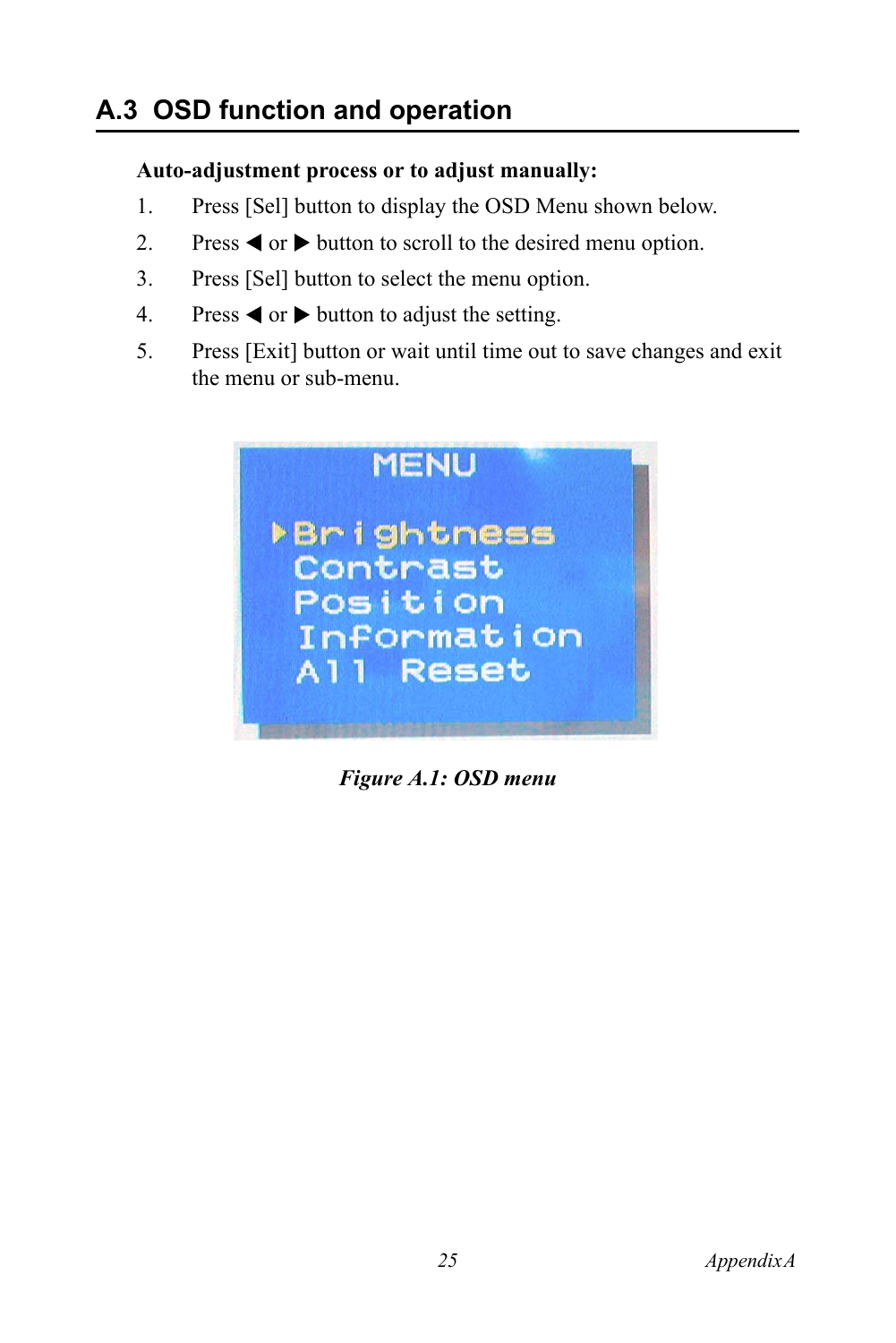## A.3 OSD function and operation

**Auto-adjustment process or to adjust manually:**

1. Press [Sel] button to display the OSD Menu shown below.
2. Press ◀ or ▶ button to scroll to the desired menu option.
3. Press [Sel] button to select the menu option.
4. Press ◀ or ▶ button to adjust the setting.
5. Press [Exit] button or wait until time out to save changes and exit the menu or sub-menu.

*Figure A.1: OSD menu*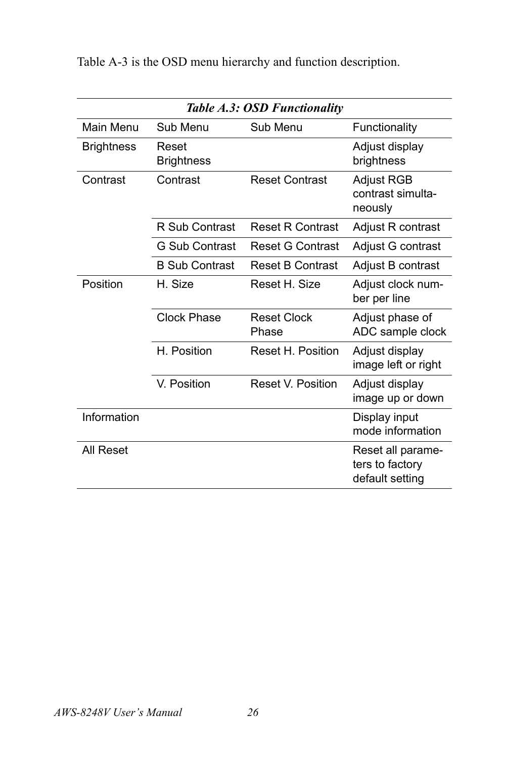Table A-3 is the OSD menu hierarchy and function description.

*Table A.3: OSD Functionality*

| Main Menu | Sub Menu | Sub Menu | Functionality |
|---|---|---|---|
| Brightness | Reset Brightness | | Adjust display brightness |
| Contrast | Contrast | Reset Contrast | Adjust RGB contrast simulta-neously |
| | R Sub Contrast | Reset R Contrast | Adjust R contrast |
| | G Sub Contrast | Reset G Contrast | Adjust G contrast |
| | B Sub Contrast | Reset B Contrast | Adjust B contrast |
| Position | H. Size | Reset H. Size | Adjust clock num-ber per line |
| | Clock Phase | Reset Clock Phase | Adjust phase of ADC sample clock |
| | H. Position | Reset H. Position | Adjust display image left or right |
| | V. Position | Reset V. Position | Adjust display image up or down |
| Information | | | Display input mode information |
| All Reset | | | Reset all parame-ters to factory default setting |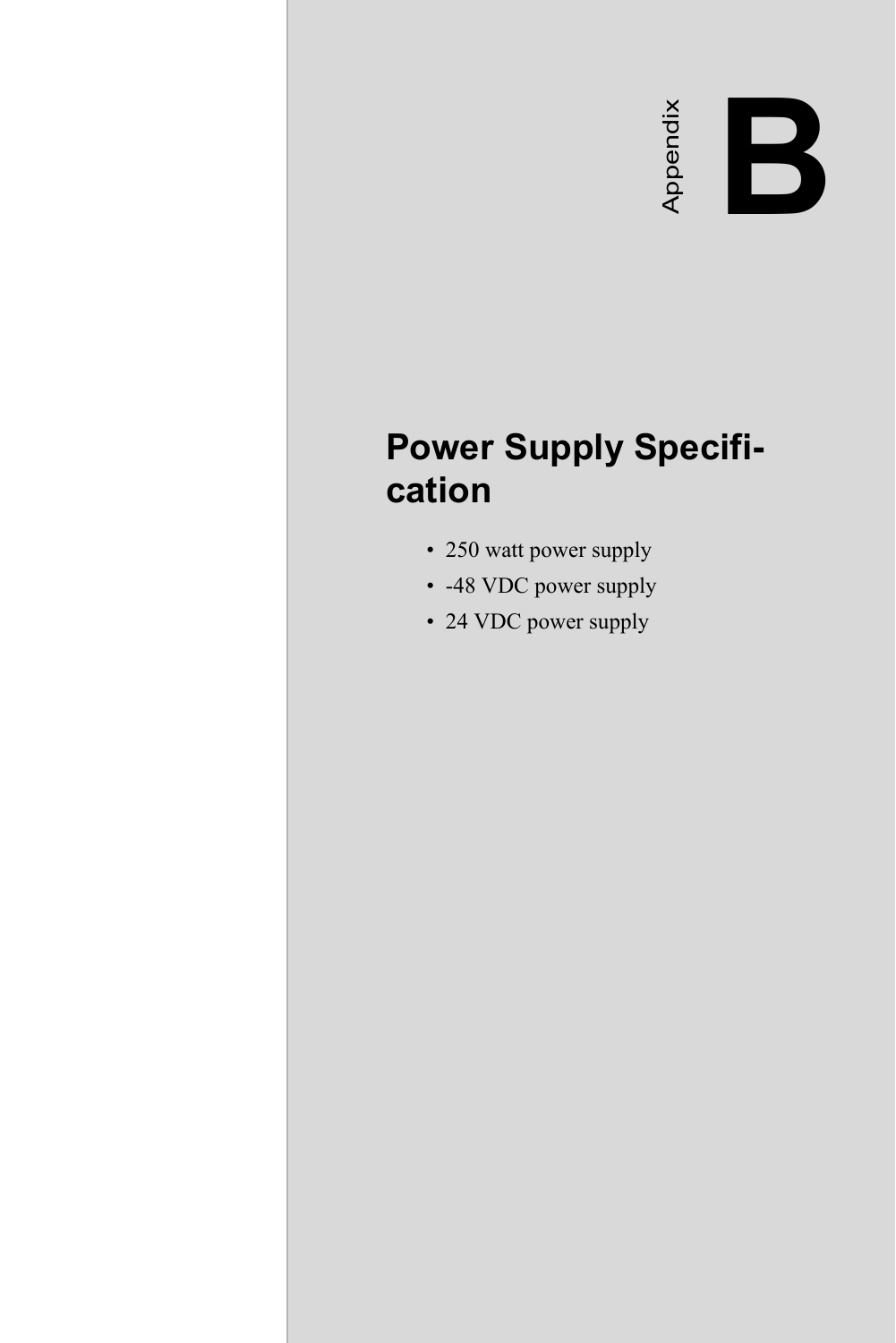Appendix B

# Power Supply Specification

- 250 watt power supply
- -48 VDC power supply
- 24 VDC power supply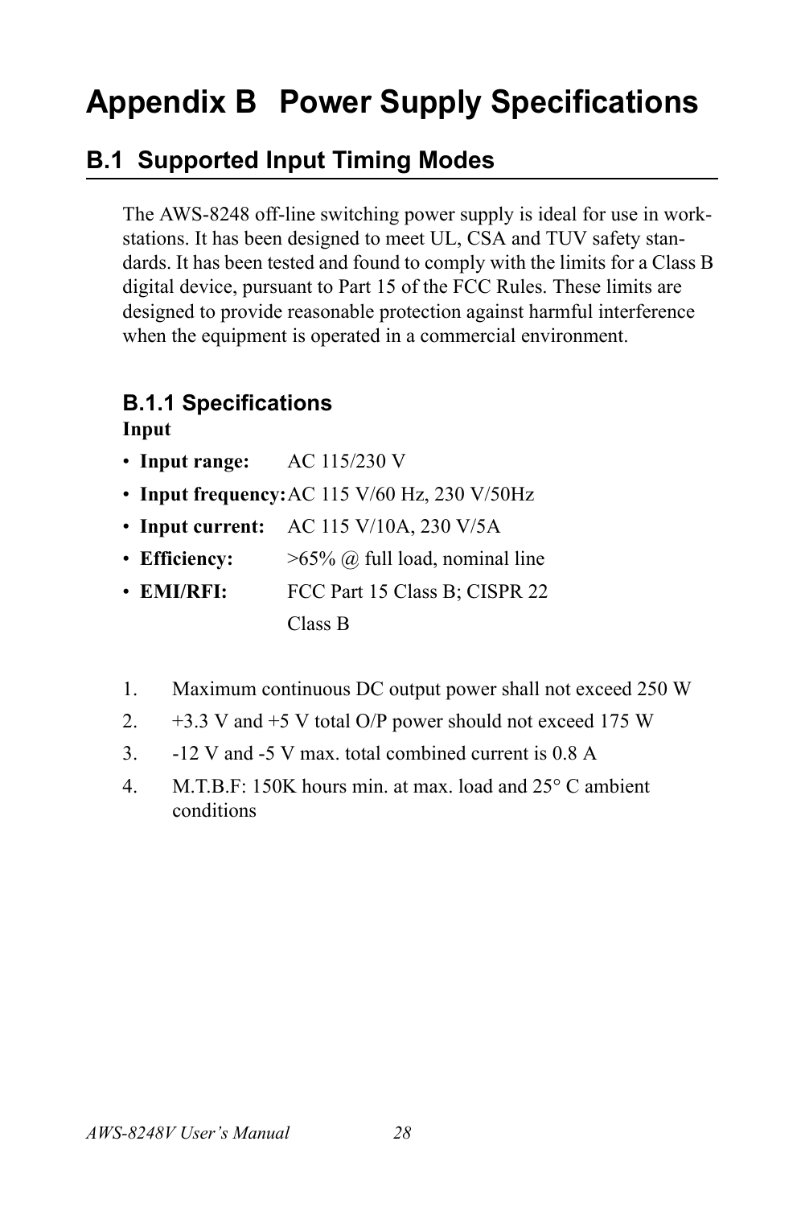# Appendix B Power Supply Specifications

## B.1 Supported Input Timing Modes

The AWS-8248 off-line switching power supply is ideal for use in work-stations. It has been designed to meet UL, CSA and TUV safety standards. It has been tested and found to comply with the limits for a Class B digital device, pursuant to Part 15 of the FCC Rules. These limits are designed to provide reasonable protection against harmful interference when the equipment is operated in a commercial environment.

### B.1.1 Specifications

**Input**

- **Input range:** AC 115/230 V
- **Input frequency:** AC 115 V/60 Hz, 230 V/50Hz
- **Input current:** AC 115 V/10A, 230 V/5A
- **Efficiency:** >65% @ full load, nominal line
- **EMI/RFI:** FCC Part 15 Class B; CISPR 22 Class B

1. Maximum continuous DC output power shall not exceed 250 W
2. +3.3 V and +5 V total O/P power should not exceed 175 W
3. -12 V and -5 V max. total combined current is 0.8 A
4. M.T.B.F: 150K hours min. at max. load and 25° C ambient conditions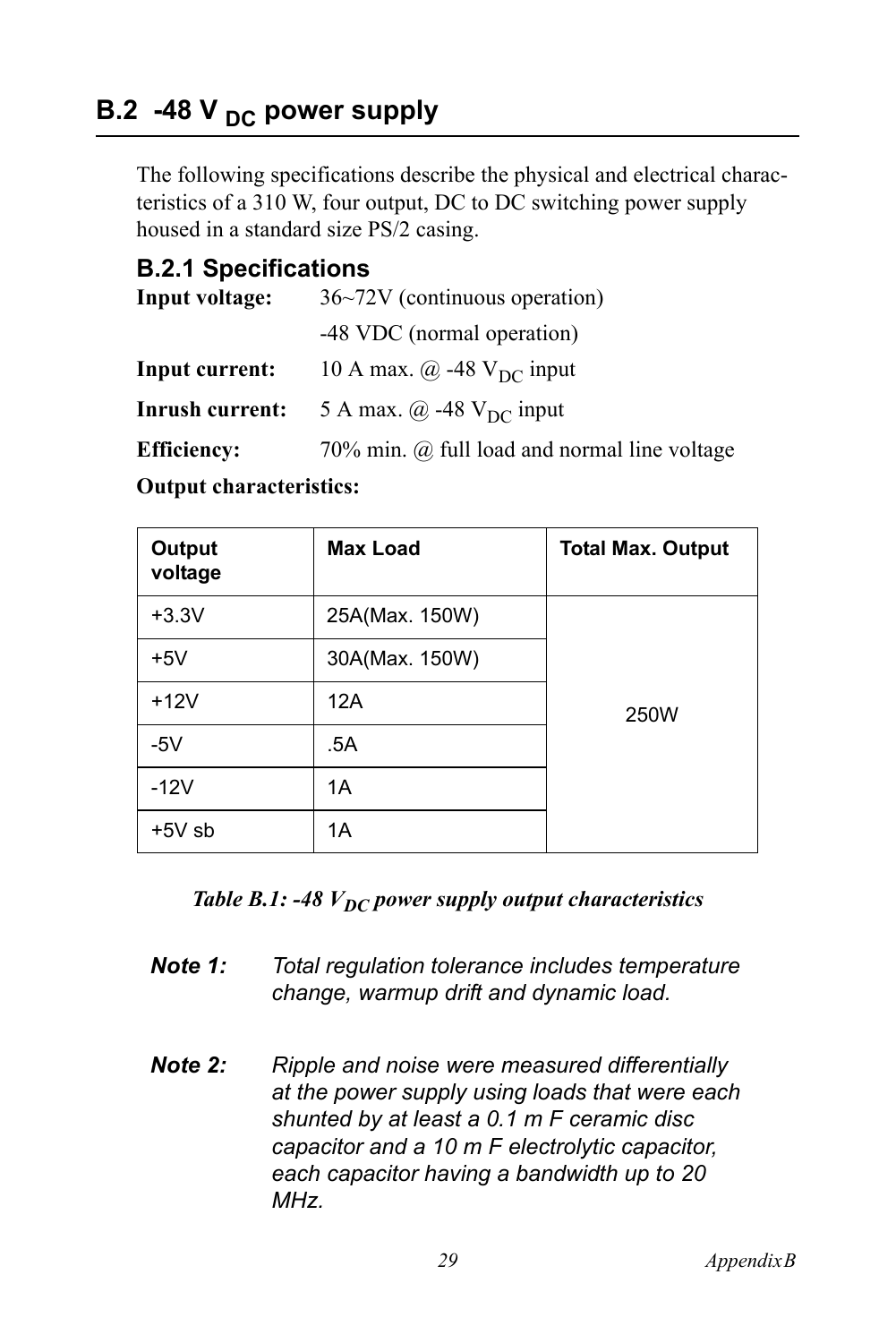## B.2 -48 $V_{DC}$ power supply

The following specifications describe the physical and electrical characteristics of a 310 W, four output, DC to DC switching power supply housed in a standard size PS/2 casing.

### B.2.1 Specifications

**Input voltage:** 36~72V (continuous operation)

-48 VDC (normal operation)

**Input current:** 10 A max. @ -48 $V_{DC}$ input

**Inrush current:** 5 A max. @ -48 $V_{DC}$ input

**Efficiency:** 70% min. @ full load and normal line voltage

**Output characteristics:**

| Output voltage | Max Load | Total Max. Output |
|---|---|---|
| +3.3V | 25A(Max. 150W) | 250W |
| +5V | 30A(Max. 150W) | |
| +12V | 12A | |
| -5V | .5A | |
| -12V | 1A | |
| +5V sb | 1A | |

*Table B.1: -48 $V_{DC}$ power supply output characteristics*

***Note 1:*** *Total regulation tolerance includes temperature change, warmup drift and dynamic load.*

***Note 2:*** *Ripple and noise were measured differentially at the power supply using loads that were each shunted by at least a 0.1 m F ceramic disc capacitor and a 10 m F electrolytic capacitor, each capacitor having a bandwidth up to 20 MHz.*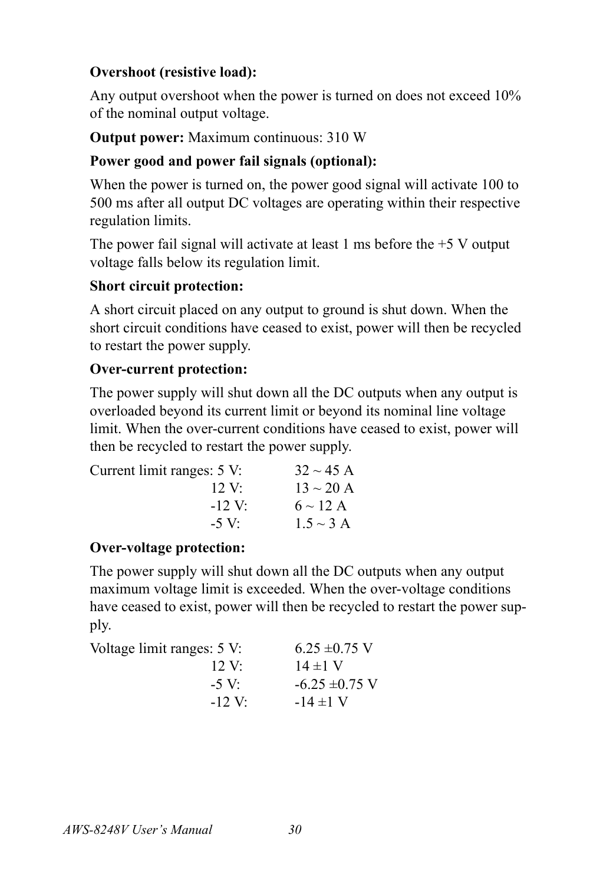**Overshoot (resistive load):**

Any output overshoot when the power is turned on does not exceed 10% of the nominal output voltage.

**Output power:** Maximum continuous: 310 W

**Power good and power fail signals (optional):**

When the power is turned on, the power good signal will activate 100 to 500 ms after all output DC voltages are operating within their respective regulation limits.

The power fail signal will activate at least 1 ms before the +5 V output voltage falls below its regulation limit.

**Short circuit protection:**

A short circuit placed on any output to ground is shut down. When the short circuit conditions have ceased to exist, power will then be recycled to restart the power supply.

**Over-current protection:**

The power supply will shut down all the DC outputs when any output is overloaded beyond its current limit or beyond its nominal line voltage limit. When the over-current conditions have ceased to exist, power will then be recycled to restart the power supply.

| Current limit ranges: | |
|---|---|
| 5 V: | 32 ~ 45 A |
| 12 V: | 13 ~ 20 A |
| -12 V: | 6 ~ 12 A |
| -5 V: | 1.5 ~ 3 A |

**Over-voltage protection:**

The power supply will shut down all the DC outputs when any output maximum voltage limit is exceeded. When the over-voltage conditions have ceased to exist, power will then be recycled to restart the power supply.

| Voltage limit ranges: | |
|---|---|
| 5 V: | 6.25 ±0.75 V |
| 12 V: | 14 ±1 V |
| -5 V: | -6.25 ±0.75 V |
| -12 V: | -14 ±1 V |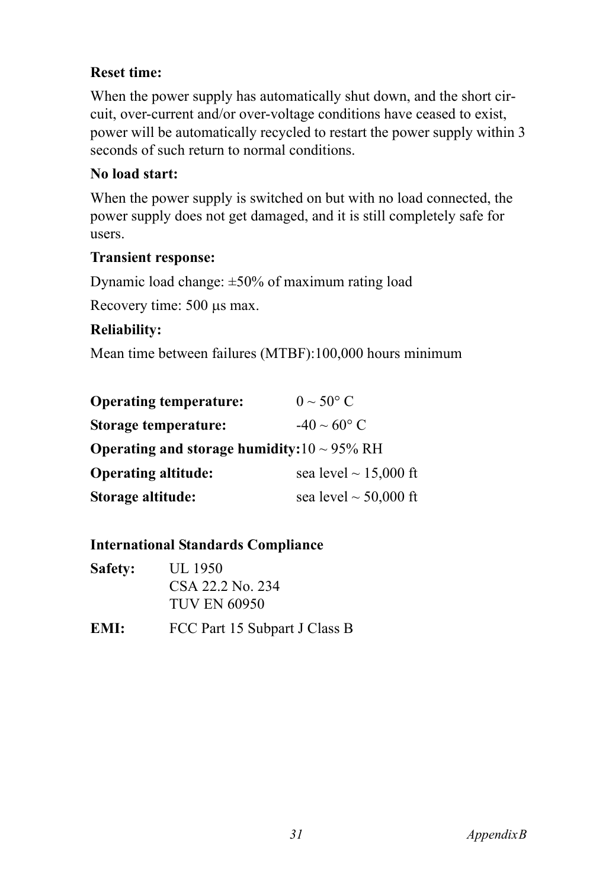**Reset time:**

When the power supply has automatically shut down, and the short circuit, over-current and/or over-voltage conditions have ceased to exist, power will be automatically recycled to restart the power supply within 3 seconds of such return to normal conditions.

**No load start:**

When the power supply is switched on but with no load connected, the power supply does not get damaged, and it is still completely safe for users.

**Transient response:**

Dynamic load change: ±50% of maximum rating load

Recovery time: 500 µs max.

**Reliability:**

Mean time between failures (MTBF):100,000 hours minimum

**Operating temperature:** 0 ~ 50° C

**Storage temperature:** -40 ~ 60° C

**Operating and storage humidity:** 10 ~ 95% RH

**Operating altitude:** sea level ~ 15,000 ft

**Storage altitude:** sea level ~ 50,000 ft

**International Standards Compliance**

**Safety:** UL 1950
CSA 22.2 No. 234
TUV EN 60950

**EMI:** FCC Part 15 Subpart J Class B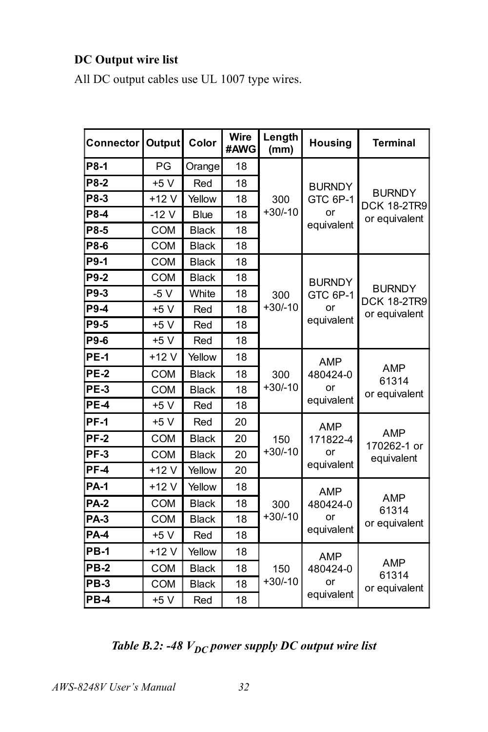**DC Output wire list**

All DC output cables use UL 1007 type wires.

| Connector | Output | Color | Wire #AWG | Length (mm) | Housing | Terminal |
|---|---|---|---|---|---|---|
| P8-1 | PG | Orange | 18 | 300 +30/-10 | BURNDY GTC 6P-1 or equivalent | BURNDY DCK 18-2TR9 or equivalent |
| P8-2 | +5 V | Red | 18 | | | |
| P8-3 | +12 V | Yellow | 18 | | | |
| P8-4 | -12 V | Blue | 18 | | | |
| P8-5 | COM | Black | 18 | | | |
| P8-6 | COM | Black | 18 | | | |
| P9-1 | COM | Black | 18 | 300 +30/-10 | BURNDY GTC 6P-1 or equivalent | BURNDY DCK 18-2TR9 or equivalent |
| P9-2 | COM | Black | 18 | | | |
| P9-3 | -5 V | White | 18 | | | |
| P9-4 | +5 V | Red | 18 | | | |
| P9-5 | +5 V | Red | 18 | | | |
| P9-6 | +5 V | Red | 18 | | | |
| PE-1 | +12 V | Yellow | 18 | 300 +30/-10 | AMP 480424-0 or equivalent | AMP 61314 or equivalent |
| PE-2 | COM | Black | 18 | | | |
| PE-3 | COM | Black | 18 | | | |
| PE-4 | +5 V | Red | 18 | | | |
| PF-1 | +5 V | Red | 20 | 150 +30/-10 | AMP 171822-4 or equivalent | AMP 170262-1 or equivalent |
| PF-2 | COM | Black | 20 | | | |
| PF-3 | COM | Black | 20 | | | |
| PF-4 | +12 V | Yellow | 20 | | | |
| PA-1 | +12 V | Yellow | 18 | 300 +30/-10 | AMP 480424-0 or equivalent | AMP 61314 or equivalent |
| PA-2 | COM | Black | 18 | | | |
| PA-3 | COM | Black | 18 | | | |
| PA-4 | +5 V | Red | 18 | | | |
| PB-1 | +12 V | Yellow | 18 | 150 +30/-10 | AMP 480424-0 or equivalent | AMP 61314 or equivalent |
| PB-2 | COM | Black | 18 | | | |
| PB-3 | COM | Black | 18 | | | |
| PB-4 | +5 V | Red | 18 | | | |

***Table B.2: -48 $V_{DC}$ power supply DC output wire list***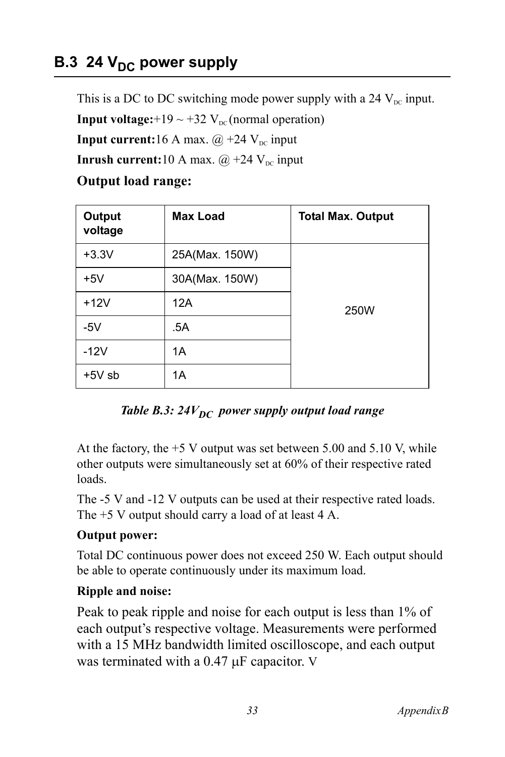## B.3 24 $V_{DC}$ power supply

This is a DC to DC switching mode power supply with a 24 $V_{DC}$ input.

**Input voltage:**+19 ~ +32 $V_{DC}$ (normal operation)

**Input current:**16 A max. @ +24 $V_{DC}$ input

**Inrush current:**10 A max. @ +24 $V_{DC}$ input

**Output load range:**

| Output voltage | Max Load | Total Max. Output |
|---|---|---|
| +3.3V | 25A(Max. 150W) | 250W |
| +5V | 30A(Max. 150W) | |
| +12V | 12A | |
| -5V | .5A | |
| -12V | 1A | |
| +5V sb | 1A | |

*Table B.3: 24$V_{DC}$ power supply output load range*

At the factory, the +5 V output was set between 5.00 and 5.10 V, while other outputs were simultaneously set at 60% of their respective rated loads.

The -5 V and -12 V outputs can be used at their respective rated loads. The +5 V output should carry a load of at least 4 A.

**Output power:**

Total DC continuous power does not exceed 250 W. Each output should be able to operate continuously under its maximum load.

**Ripple and noise:**

Peak to peak ripple and noise for each output is less than 1% of each output's respective voltage. Measurements were performed with a 15 MHz bandwidth limited oscilloscope, and each output was terminated with a 0.47 μF capacitor. V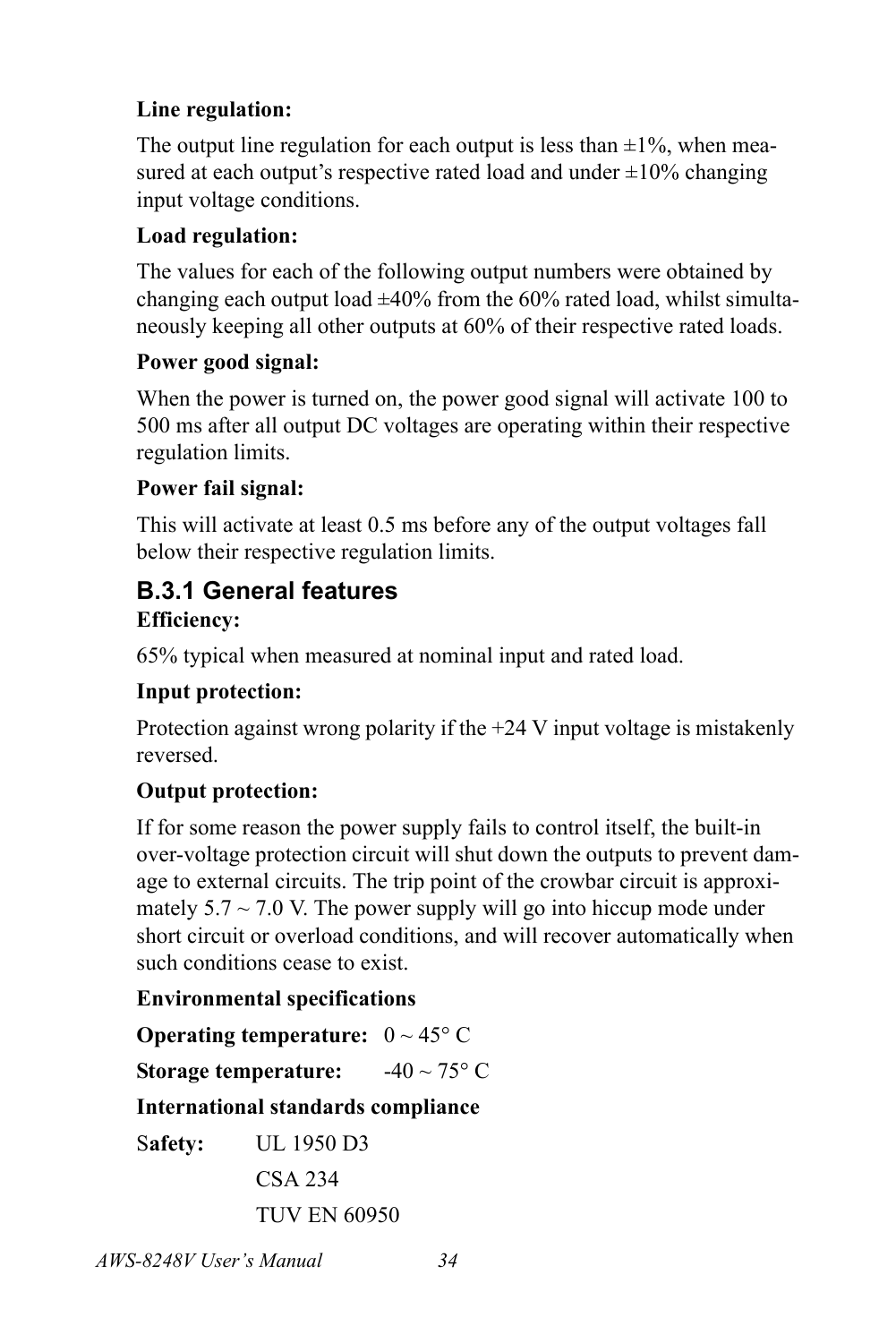**Line regulation:**

The output line regulation for each output is less than ±1%, when measured at each output's respective rated load and under ±10% changing input voltage conditions.

**Load regulation:**

The values for each of the following output numbers were obtained by changing each output load ±40% from the 60% rated load, whilst simultaneously keeping all other outputs at 60% of their respective rated loads.

**Power good signal:**

When the power is turned on, the power good signal will activate 100 to 500 ms after all output DC voltages are operating within their respective regulation limits.

**Power fail signal:**

This will activate at least 0.5 ms before any of the output voltages fall below their respective regulation limits.

### B.3.1 General features

**Efficiency:**

65% typical when measured at nominal input and rated load.

**Input protection:**

Protection against wrong polarity if the +24 V input voltage is mistakenly reversed.

**Output protection:**

If for some reason the power supply fails to control itself, the built-in over-voltage protection circuit will shut down the outputs to prevent damage to external circuits. The trip point of the crowbar circuit is approximately 5.7 ~ 7.0 V. The power supply will go into hiccup mode under short circuit or overload conditions, and will recover automatically when such conditions cease to exist.

**Environmental specifications**

**Operating temperature:** 0 ~ 45° C

**Storage temperature:** -40 ~ 75° C

**International standards compliance**

**Safety:** UL 1950 D3

CSA 234

TUV EN 60950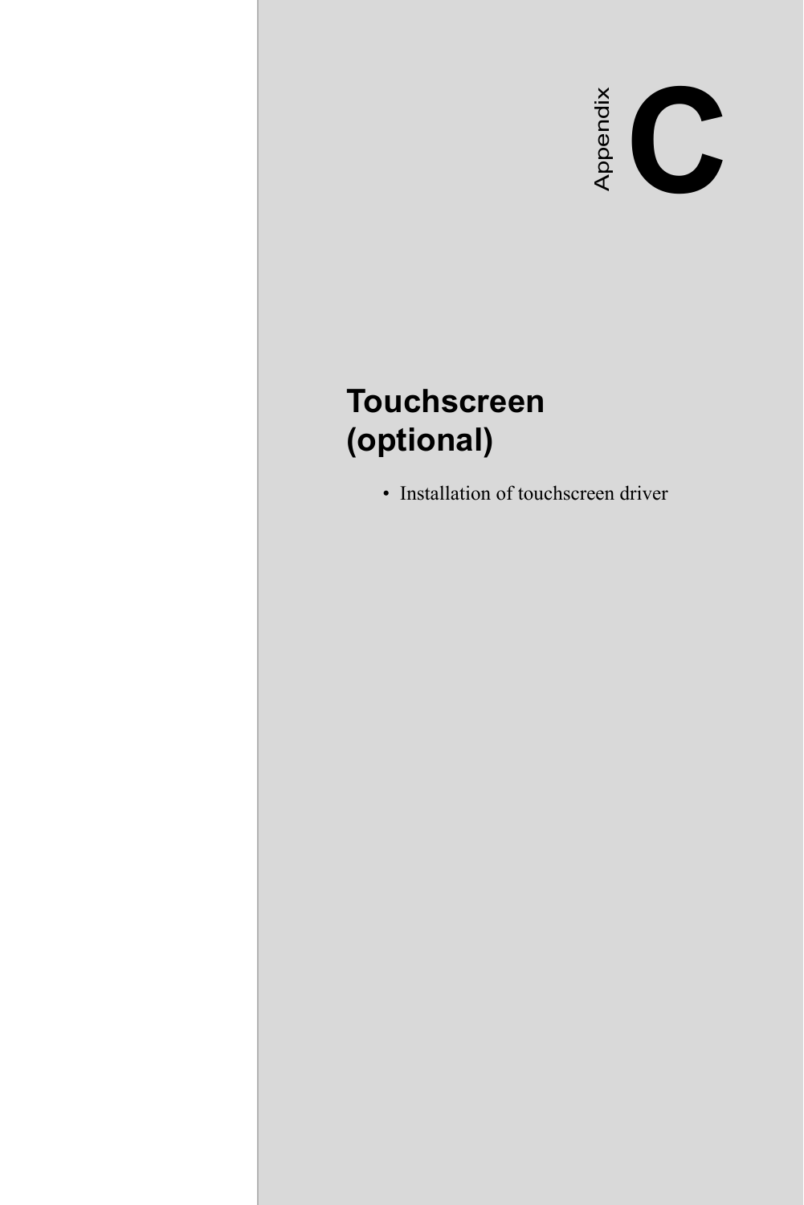Appendix C

# Touchscreen (optional)

- Installation of touchscreen driver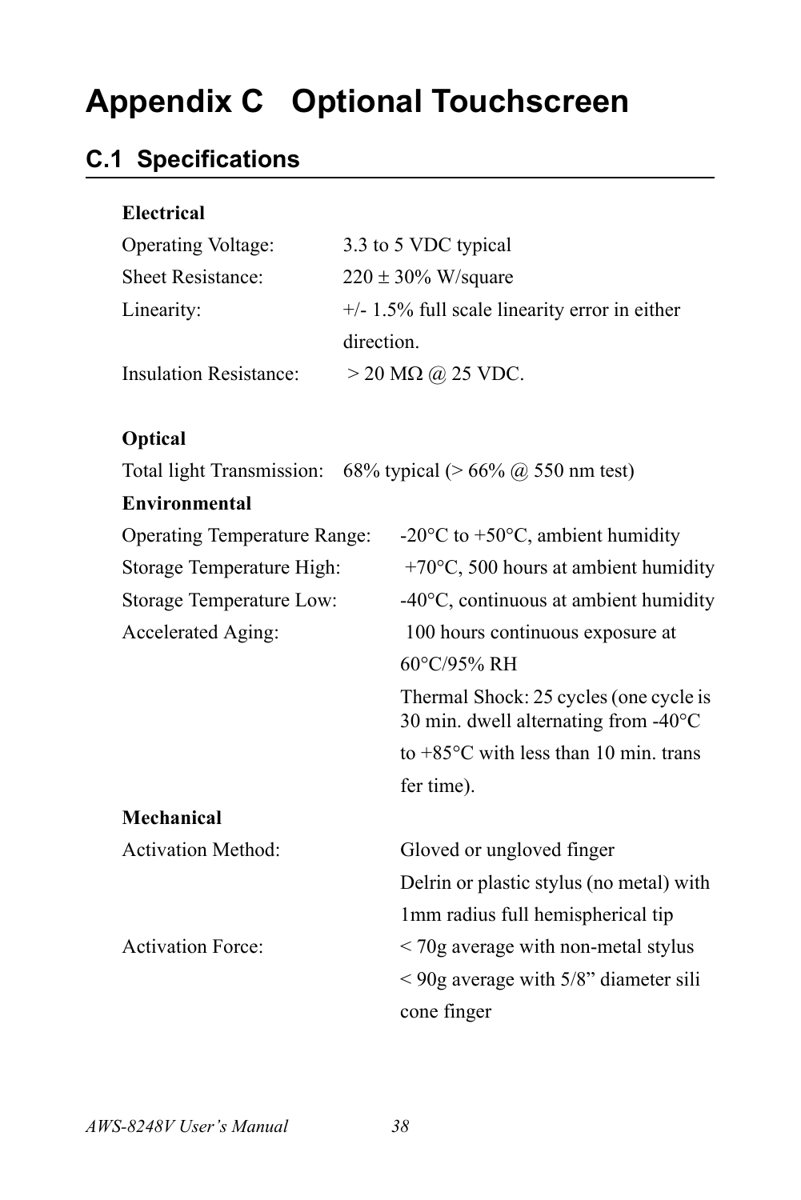# Appendix C Optional Touchscreen

## C.1 Specifications

**Electrical**

| | |
|---|---|
| Operating Voltage: | 3.3 to 5 VDC typical |
| Sheet Resistance: | 220 ± 30% W/square |
| Linearity: | +/- 1.5% full scale linearity error in either direction. |
| Insulation Resistance: | > 20 MΩ @ 25 VDC. |

**Optical**

| | |
|---|---|
| Total light Transmission: | 68% typical (> 66% @ 550 nm test) |

**Environmental**

| | |
|---|---|
| Operating Temperature Range: | -20°C to +50°C, ambient humidity |
| Storage Temperature High: | +70°C, 500 hours at ambient humidity |
| Storage Temperature Low: | -40°C, continuous at ambient humidity |
| Accelerated Aging: | 100 hours continuous exposure at 60°C/95% RH |
| | Thermal Shock: 25 cycles (one cycle is 30 min. dwell alternating from -40°C to +85°C with less than 10 min. trans fer time). |

**Mechanical**

| | |
|---|---|
| Activation Method: | Gloved or ungloved finger |
| | Delrin or plastic stylus (no metal) with 1mm radius full hemispherical tip |
| Activation Force: | < 70g average with non-metal stylus |
| | < 90g average with 5/8" diameter sili cone finger |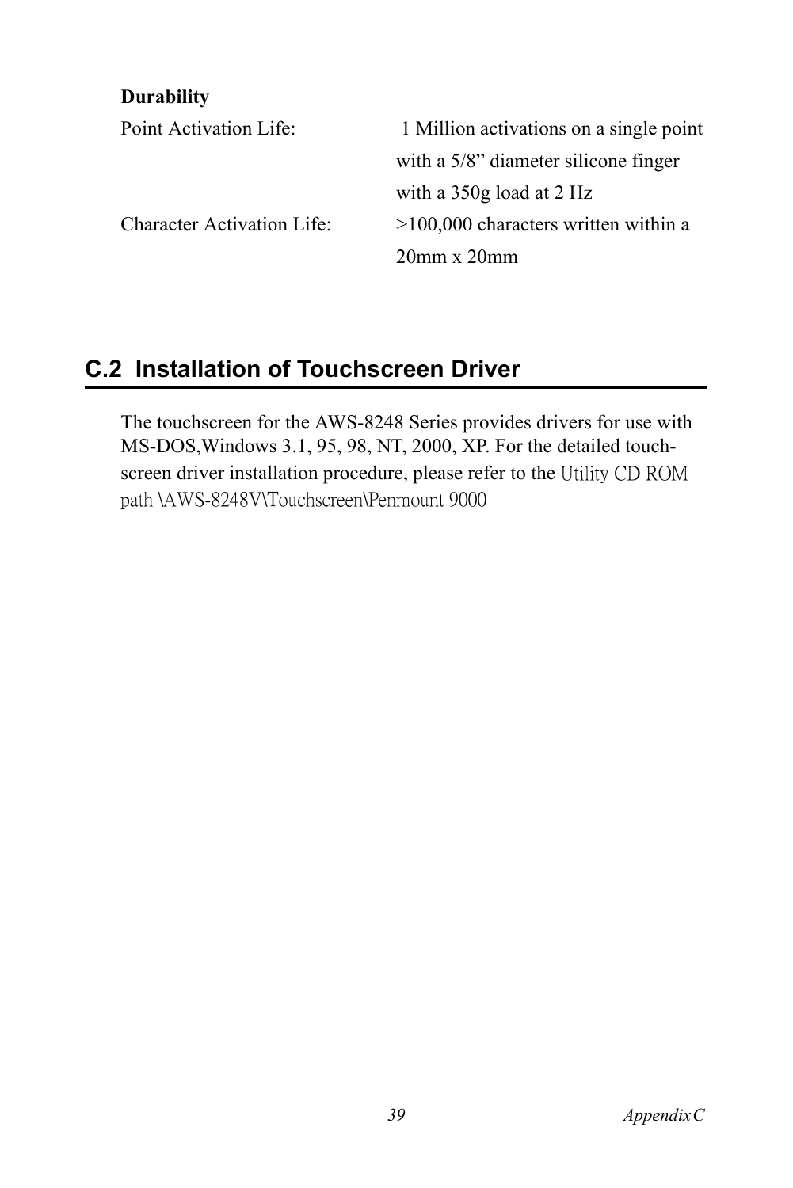**Durability**

| | |
|---|---|
| Point Activation Life: | 1 Million activations on a single point with a 5/8” diameter silicone finger with a 350g load at 2 Hz |
| Character Activation Life: | >100,000 characters written within a 20mm x 20mm |

## C.2 Installation of Touchscreen Driver

The touchscreen for the AWS-8248 Series provides drivers for use with MS-DOS,Windows 3.1, 95, 98, NT, 2000, XP. For the detailed touch-screen driver installation procedure, please refer to the Utility CD ROM path \AWS-8248V\Touchscreen\Penmount 9000